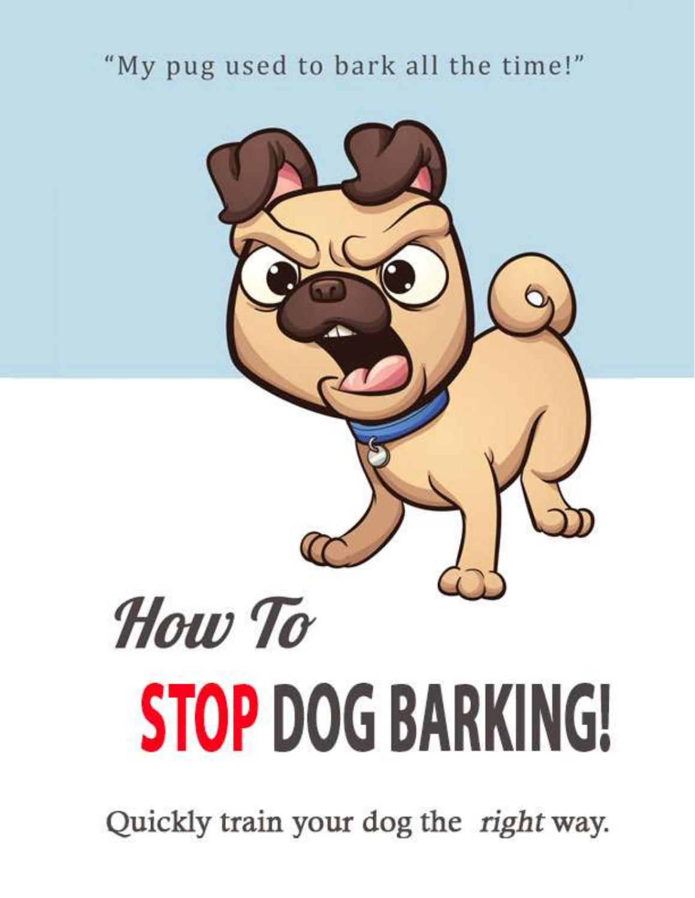"My pug used to bark all the time!"

# *How To*

# STOP DOG BARKING!

Quickly train your dog the *right* way.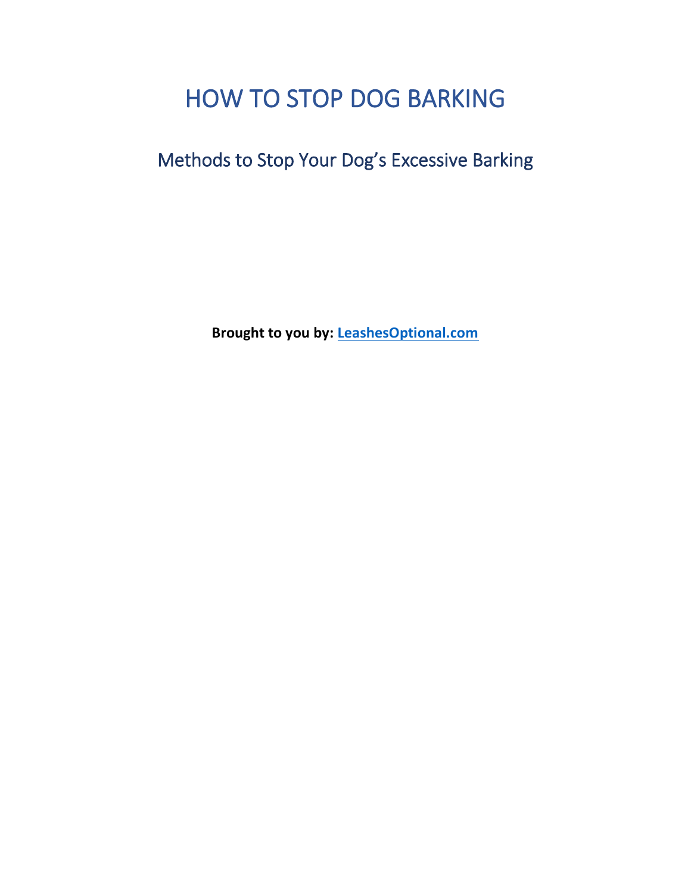# HOW TO STOP DOG BARKING

## Methods to Stop Your Dog's Excessive Barking

**Brought to you by: [LeashesOptional.com](LeashesOptional.com)**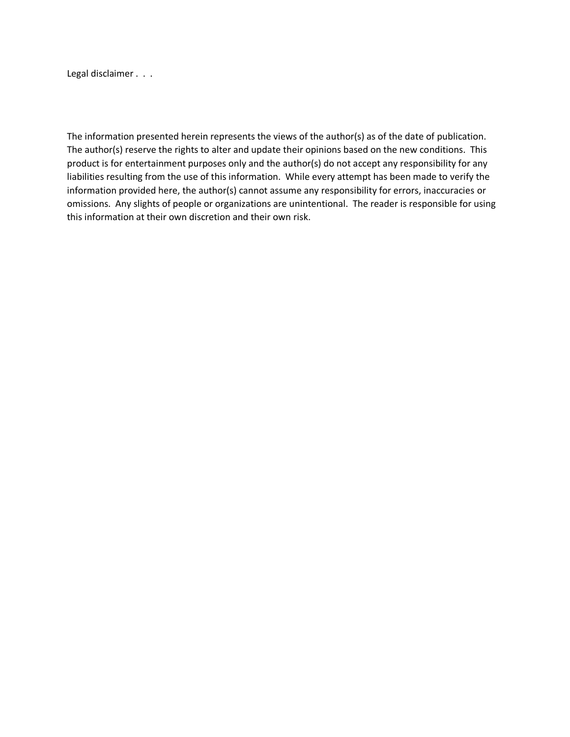Legal disclaimer . . .

The information presented herein represents the views of the author(s) as of the date of publication. The author(s) reserve the rights to alter and update their opinions based on the new conditions. This product is for entertainment purposes only and the author(s) do not accept any responsibility for any liabilities resulting from the use of this information. While every attempt has been made to verify the information provided here, the author(s) cannot assume any responsibility for errors, inaccuracies or omissions. Any slights of people or organizations are unintentional. The reader is responsible for using this information at their own discretion and their own risk.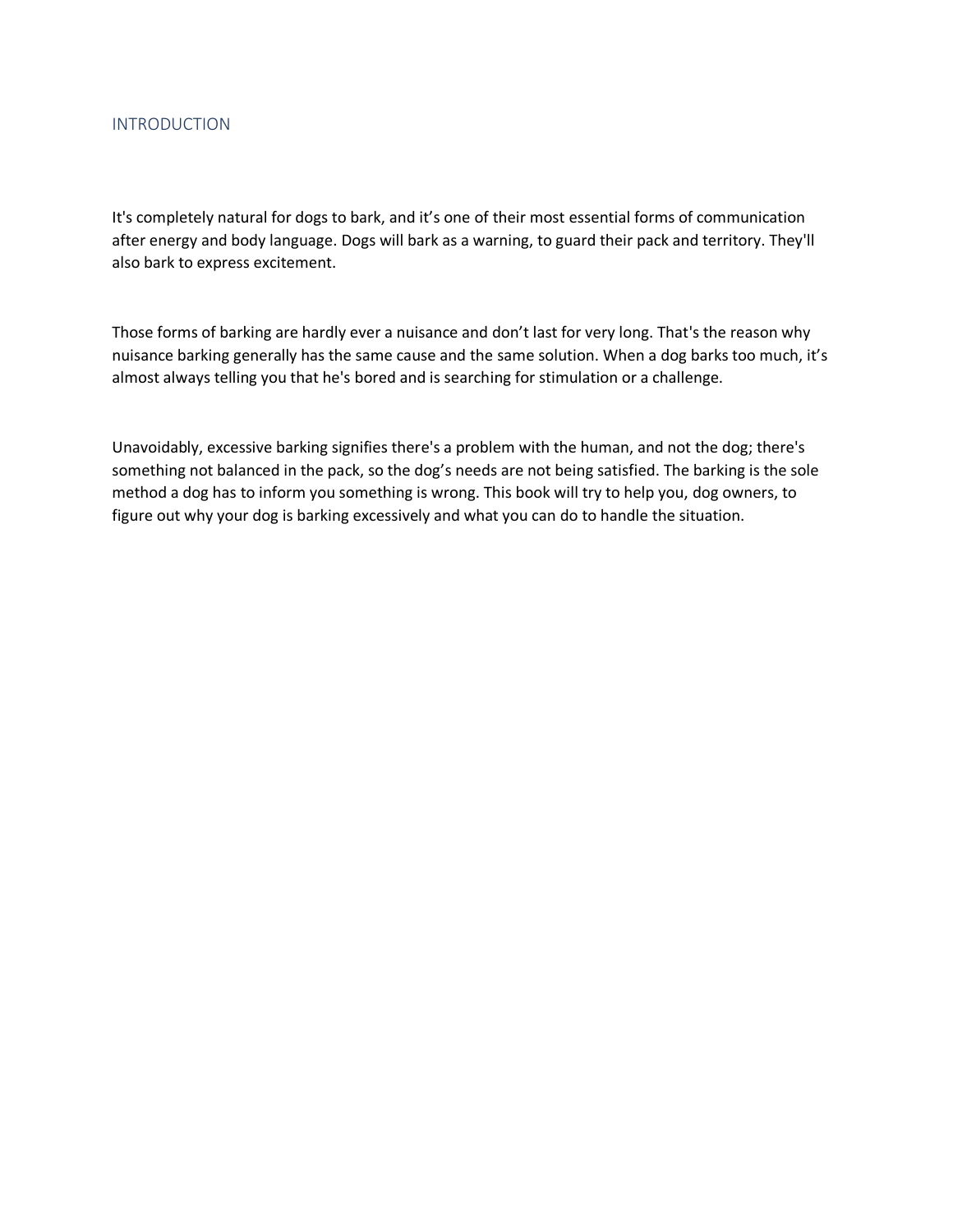# INTRODUCTION

It's completely natural for dogs to bark, and it's one of their most essential forms of communication after energy and body language. Dogs will bark as a warning, to guard their pack and territory. They'll also bark to express excitement.

Those forms of barking are hardly ever a nuisance and don't last for very long. That's the reason why nuisance barking generally has the same cause and the same solution. When a dog barks too much, it's almost always telling you that he's bored and is searching for stimulation or a challenge.

Unavoidably, excessive barking signifies there's a problem with the human, and not the dog; there's something not balanced in the pack, so the dog's needs are not being satisfied. The barking is the sole method a dog has to inform you something is wrong. This book will try to help you, dog owners, to figure out why your dog is barking excessively and what you can do to handle the situation.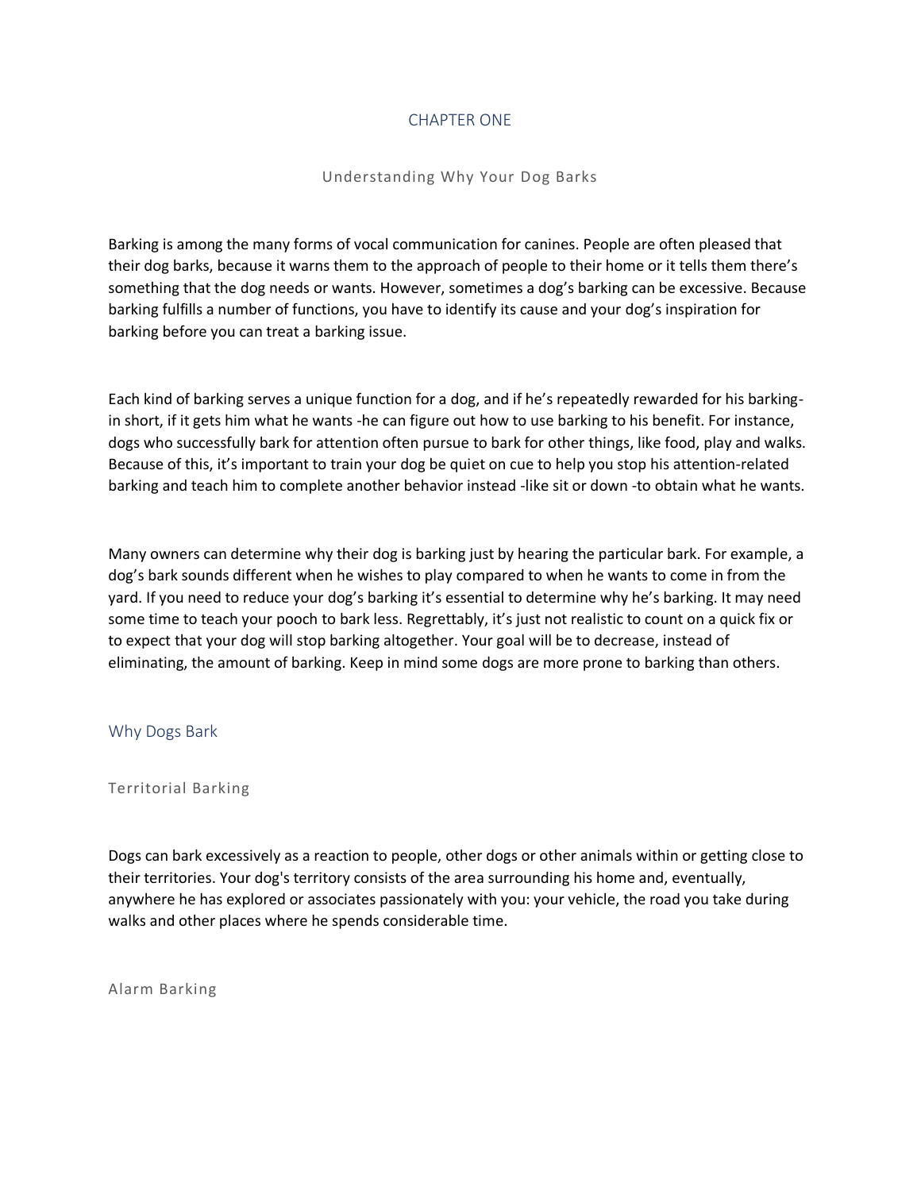# CHAPTER ONE

## Understanding Why Your Dog Barks

Barking is among the many forms of vocal communication for canines. People are often pleased that their dog barks, because it warns them to the approach of people to their home or it tells them there's something that the dog needs or wants. However, sometimes a dog's barking can be excessive. Because barking fulfills a number of functions, you have to identify its cause and your dog's inspiration for barking before you can treat a barking issue.

Each kind of barking serves a unique function for a dog, and if he's repeatedly rewarded for his barking-in short, if it gets him what he wants -he can figure out how to use barking to his benefit. For instance, dogs who successfully bark for attention often pursue to bark for other things, like food, play and walks. Because of this, it's important to train your dog be quiet on cue to help you stop his attention-related barking and teach him to complete another behavior instead -like sit or down -to obtain what he wants.

Many owners can determine why their dog is barking just by hearing the particular bark. For example, a dog's bark sounds different when he wishes to play compared to when he wants to come in from the yard. If you need to reduce your dog's barking it's essential to determine why he's barking. It may need some time to teach your pooch to bark less. Regrettably, it's just not realistic to count on a quick fix or to expect that your dog will stop barking altogether. Your goal will be to decrease, instead of eliminating, the amount of barking. Keep in mind some dogs are more prone to barking than others.

## Why Dogs Bark

### Territorial Barking

Dogs can bark excessively as a reaction to people, other dogs or other animals within or getting close to their territories. Your dog's territory consists of the area surrounding his home and, eventually, anywhere he has explored or associates passionately with you: your vehicle, the road you take during walks and other places where he spends considerable time.

### Alarm Barking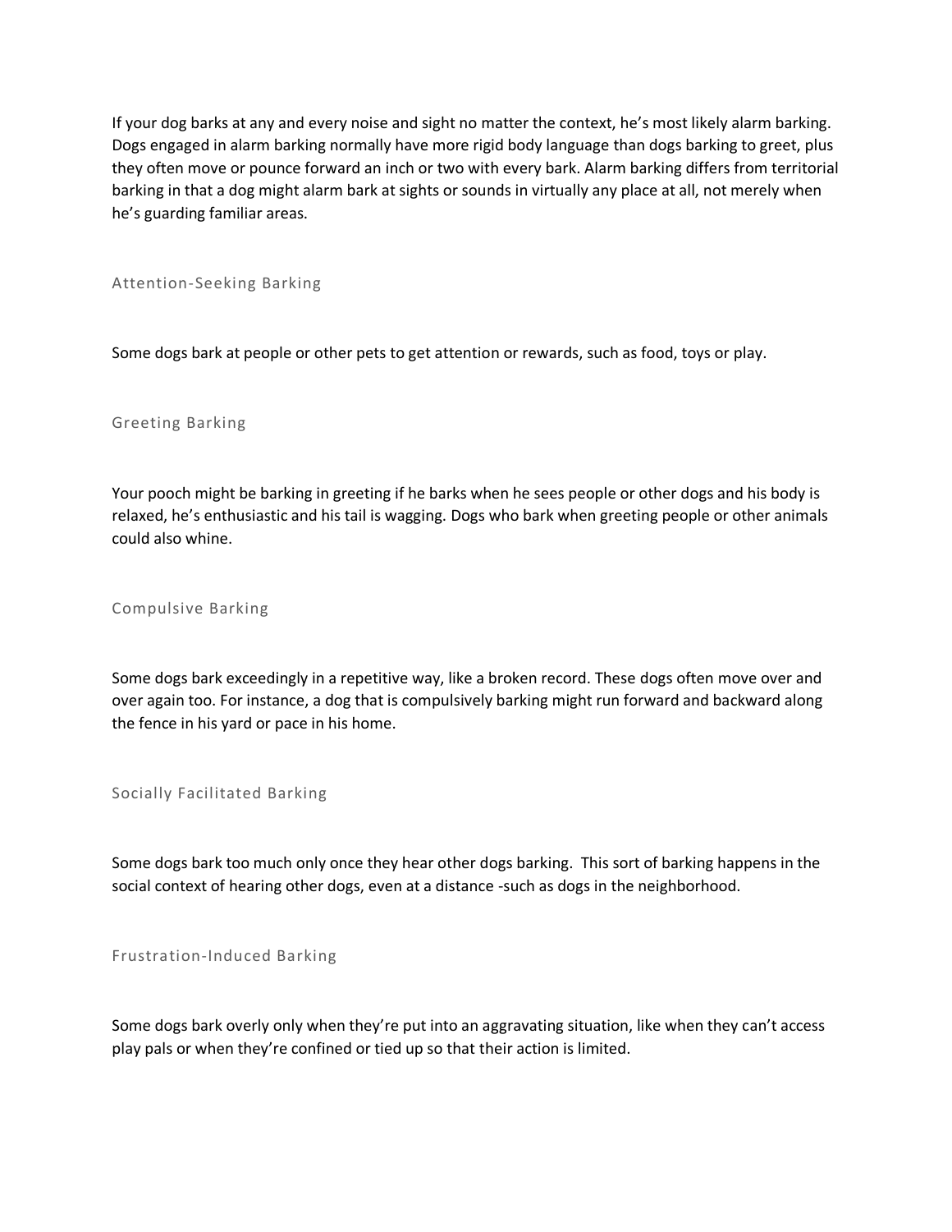If your dog barks at any and every noise and sight no matter the context, he's most likely alarm barking. Dogs engaged in alarm barking normally have more rigid body language than dogs barking to greet, plus they often move or pounce forward an inch or two with every bark. Alarm barking differs from territorial barking in that a dog might alarm bark at sights or sounds in virtually any place at all, not merely when he's guarding familiar areas.

### Attention-Seeking Barking

Some dogs bark at people or other pets to get attention or rewards, such as food, toys or play.

### Greeting Barking

Your pooch might be barking in greeting if he barks when he sees people or other dogs and his body is relaxed, he's enthusiastic and his tail is wagging. Dogs who bark when greeting people or other animals could also whine.

### Compulsive Barking

Some dogs bark exceedingly in a repetitive way, like a broken record. These dogs often move over and over again too. For instance, a dog that is compulsively barking might run forward and backward along the fence in his yard or pace in his home.

### Socially Facilitated Barking

Some dogs bark too much only once they hear other dogs barking.  This sort of barking happens in the social context of hearing other dogs, even at a distance -such as dogs in the neighborhood.

### Frustration-Induced Barking

Some dogs bark overly only when they're put into an aggravating situation, like when they can't access play pals or when they're confined or tied up so that their action is limited.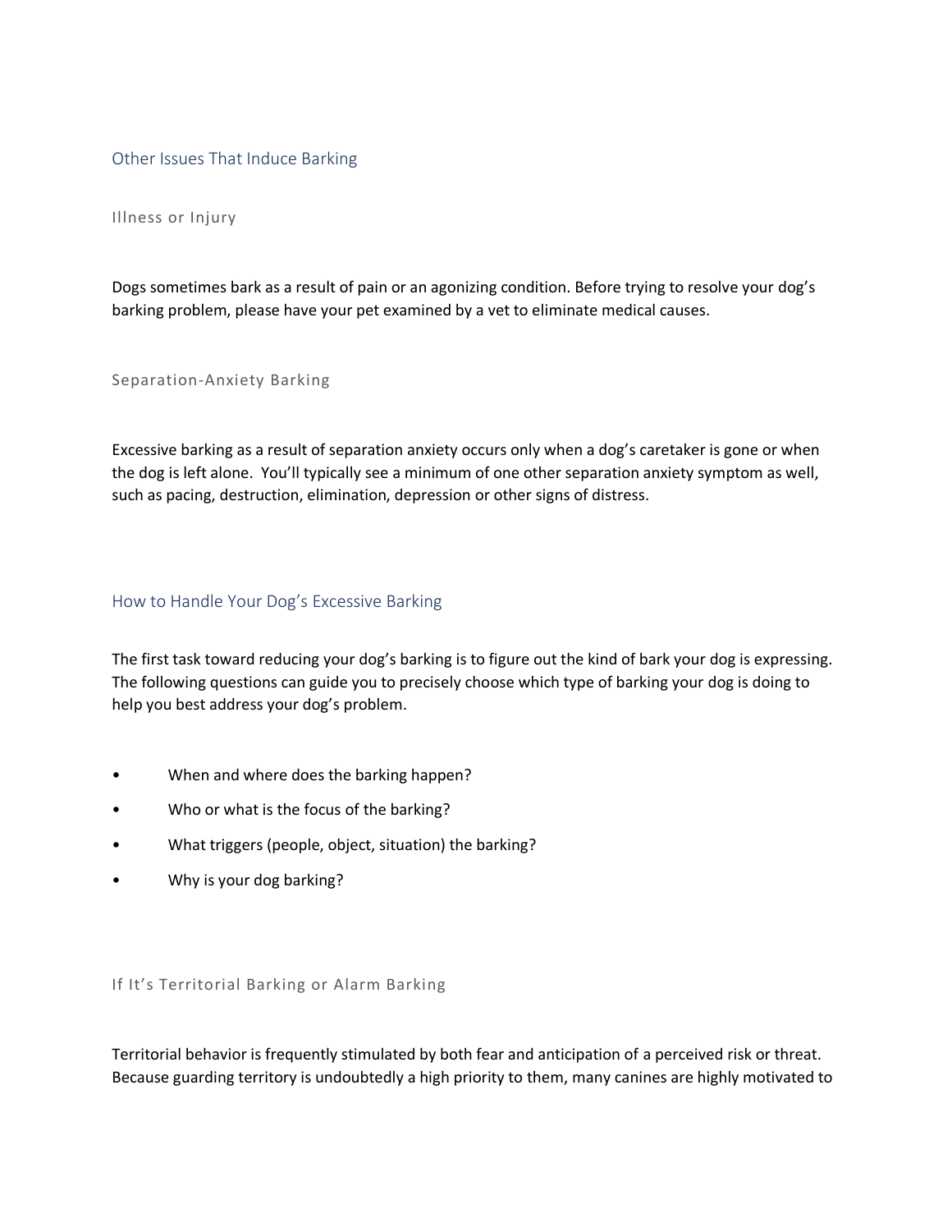## Other Issues That Induce Barking

### Illness or Injury

Dogs sometimes bark as a result of pain or an agonizing condition. Before trying to resolve your dog's barking problem, please have your pet examined by a vet to eliminate medical causes.

### Separation-Anxiety Barking

Excessive barking as a result of separation anxiety occurs only when a dog's caretaker is gone or when the dog is left alone. You'll typically see a minimum of one other separation anxiety symptom as well, such as pacing, destruction, elimination, depression or other signs of distress.

## How to Handle Your Dog's Excessive Barking

The first task toward reducing your dog's barking is to figure out the kind of bark your dog is expressing. The following questions can guide you to precisely choose which type of barking your dog is doing to help you best address your dog's problem.

- When and where does the barking happen?
- Who or what is the focus of the barking?
- What triggers (people, object, situation) the barking?
- Why is your dog barking?

### If It's Territorial Barking or Alarm Barking

Territorial behavior is frequently stimulated by both fear and anticipation of a perceived risk or threat. Because guarding territory is undoubtedly a high priority to them, many canines are highly motivated to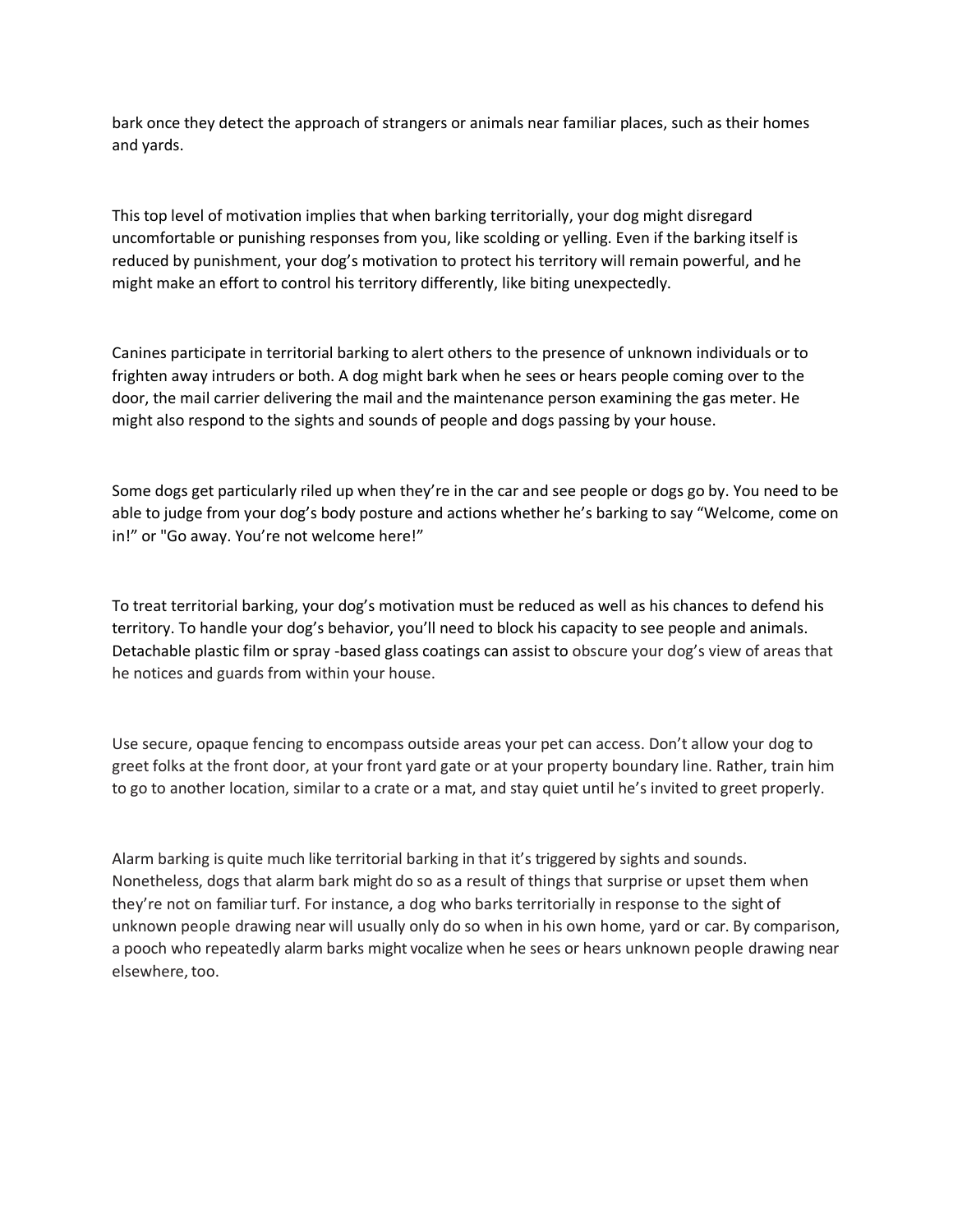bark once they detect the approach of strangers or animals near familiar places, such as their homes and yards.

This top level of motivation implies that when barking territorially, your dog might disregard uncomfortable or punishing responses from you, like scolding or yelling. Even if the barking itself is reduced by punishment, your dog's motivation to protect his territory will remain powerful, and he might make an effort to control his territory differently, like biting unexpectedly.

Canines participate in territorial barking to alert others to the presence of unknown individuals or to frighten away intruders or both. A dog might bark when he sees or hears people coming over to the door, the mail carrier delivering the mail and the maintenance person examining the gas meter. He might also respond to the sights and sounds of people and dogs passing by your house.

Some dogs get particularly riled up when they're in the car and see people or dogs go by. You need to be able to judge from your dog's body posture and actions whether he's barking to say "Welcome, come on in!" or "Go away. You're not welcome here!"

To treat territorial barking, your dog's motivation must be reduced as well as his chances to defend his territory. To handle your dog's behavior, you'll need to block his capacity to see people and animals. Detachable plastic film or spray -based glass coatings can assist to obscure your dog's view of areas that he notices and guards from within your house.

Use secure, opaque fencing to encompass outside areas your pet can access. Don't allow your dog to greet folks at the front door, at your front yard gate or at your property boundary line. Rather, train him to go to another location, similar to a crate or a mat, and stay quiet until he's invited to greet properly.

Alarm barking is quite much like territorial barking in that it's triggered by sights and sounds. Nonetheless, dogs that alarm bark might do so as a result of things that surprise or upset them when they're not on familiar turf. For instance, a dog who barks territorially in response to the sight of unknown people drawing near will usually only do so when in his own home, yard or car. By comparison, a pooch who repeatedly alarm barks might vocalize when he sees or hears unknown people drawing near elsewhere, too.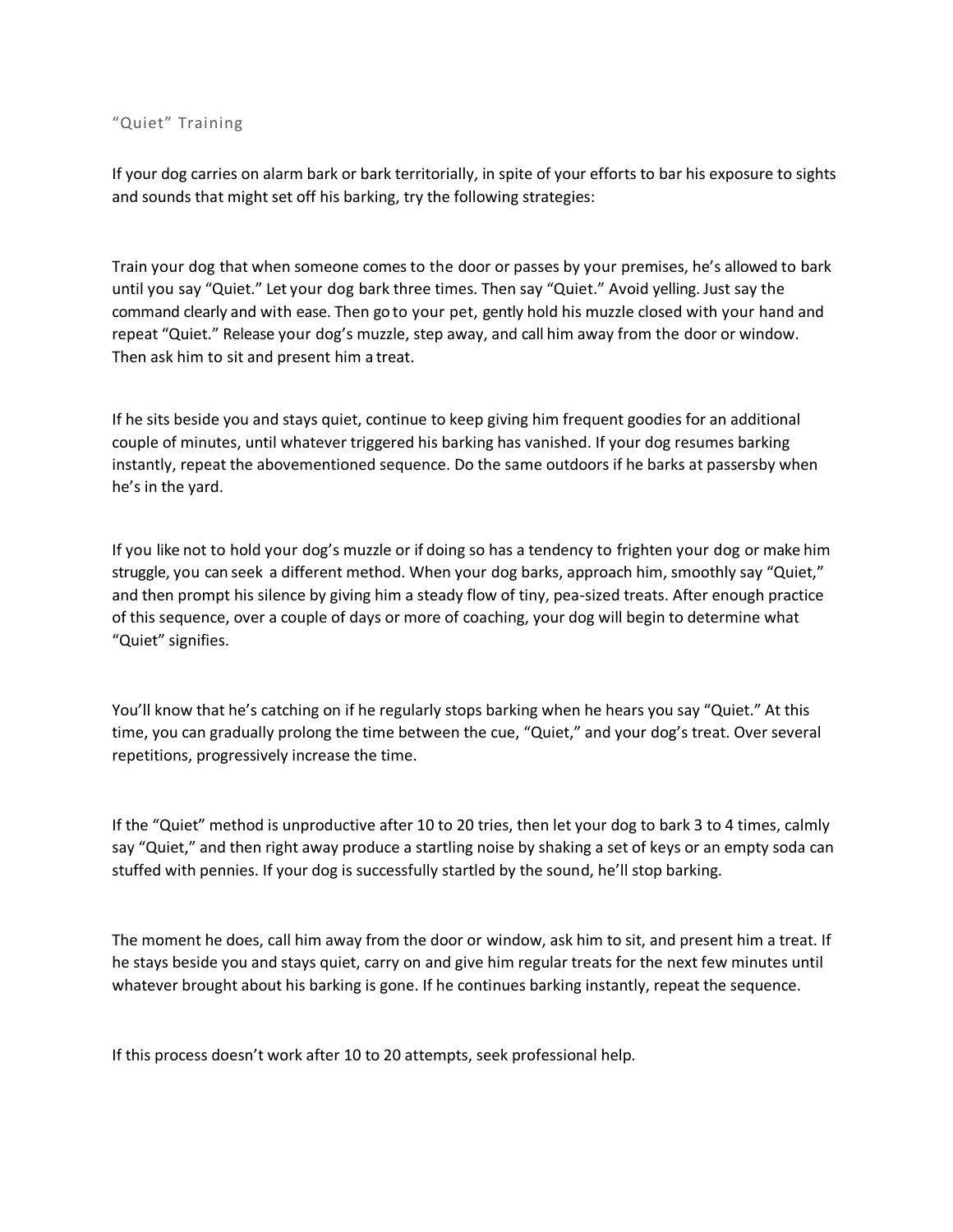## “Quiet” Training

If your dog carries on alarm bark or bark territorially, in spite of your efforts to bar his exposure to sights and sounds that might set off his barking, try the following strategies:

Train your dog that when someone comes to the door or passes by your premises, he’s allowed to bark until you say “Quiet.” Let your dog bark three times. Then say “Quiet.” Avoid yelling. Just say the command clearly and with ease. Then go to your pet, gently hold his muzzle closed with your hand and repeat “Quiet.” Release your dog’s muzzle, step away, and call him away from the door or window. Then ask him to sit and present him a treat.

If he sits beside you and stays quiet, continue to keep giving him frequent goodies for an additional couple of minutes, until whatever triggered his barking has vanished. If your dog resumes barking instantly, repeat the abovementioned sequence. Do the same outdoors if he barks at passersby when he’s in the yard.

If you like not to hold your dog’s muzzle or if doing so has a tendency to frighten your dog or make him struggle, you can seek a different method. When your dog barks, approach him, smoothly say “Quiet,” and then prompt his silence by giving him a steady flow of tiny, pea-sized treats. After enough practice of this sequence, over a couple of days or more of coaching, your dog will begin to determine what “Quiet” signifies.

You’ll know that he’s catching on if he regularly stops barking when he hears you say “Quiet.” At this time, you can gradually prolong the time between the cue, “Quiet,” and your dog’s treat. Over several repetitions, progressively increase the time.

If the “Quiet” method is unproductive after 10 to 20 tries, then let your dog to bark 3 to 4 times, calmly say “Quiet,” and then right away produce a startling noise by shaking a set of keys or an empty soda can stuffed with pennies. If your dog is successfully startled by the sound, he’ll stop barking.

The moment he does, call him away from the door or window, ask him to sit, and present him a treat. If he stays beside you and stays quiet, carry on and give him regular treats for the next few minutes until whatever brought about his barking is gone. If he continues barking instantly, repeat the sequence.

If this process doesn’t work after 10 to 20 attempts, seek professional help.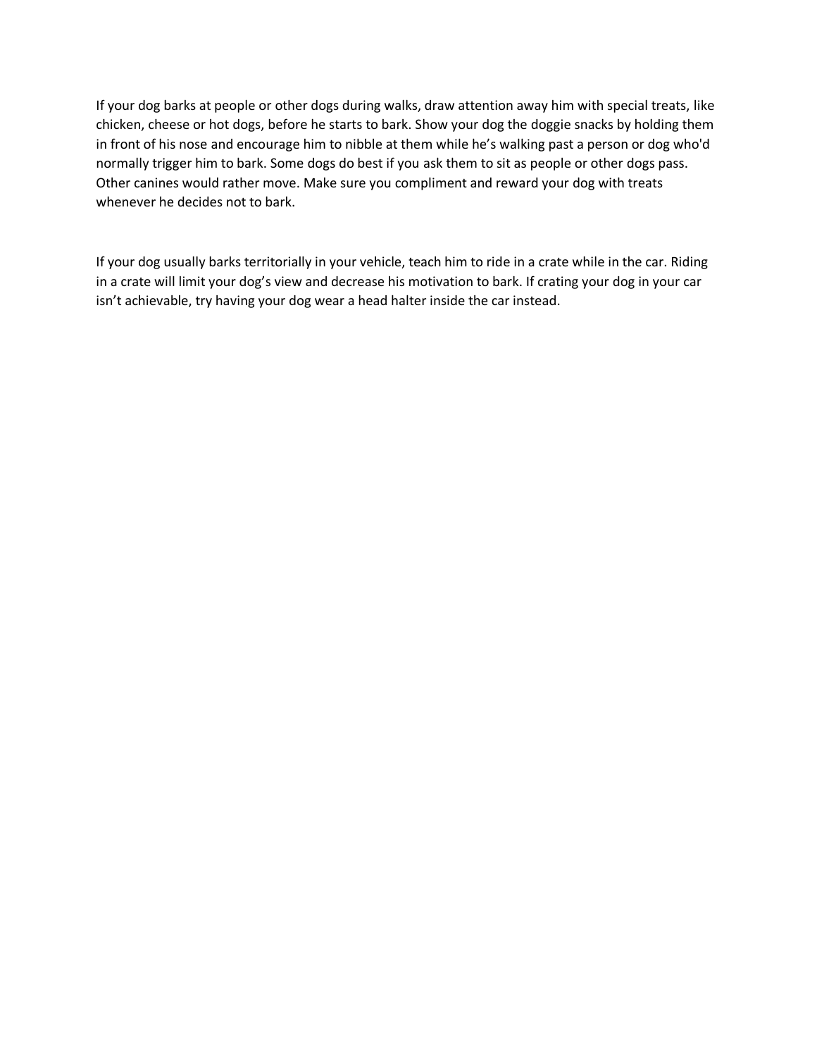If your dog barks at people or other dogs during walks, draw attention away him with special treats, like chicken, cheese or hot dogs, before he starts to bark. Show your dog the doggie snacks by holding them in front of his nose and encourage him to nibble at them while he's walking past a person or dog who'd normally trigger him to bark. Some dogs do best if you ask them to sit as people or other dogs pass. Other canines would rather move. Make sure you compliment and reward your dog with treats whenever he decides not to bark.

If your dog usually barks territorially in your vehicle, teach him to ride in a crate while in the car. Riding in a crate will limit your dog's view and decrease his motivation to bark. If crating your dog in your car isn't achievable, try having your dog wear a head halter inside the car instead.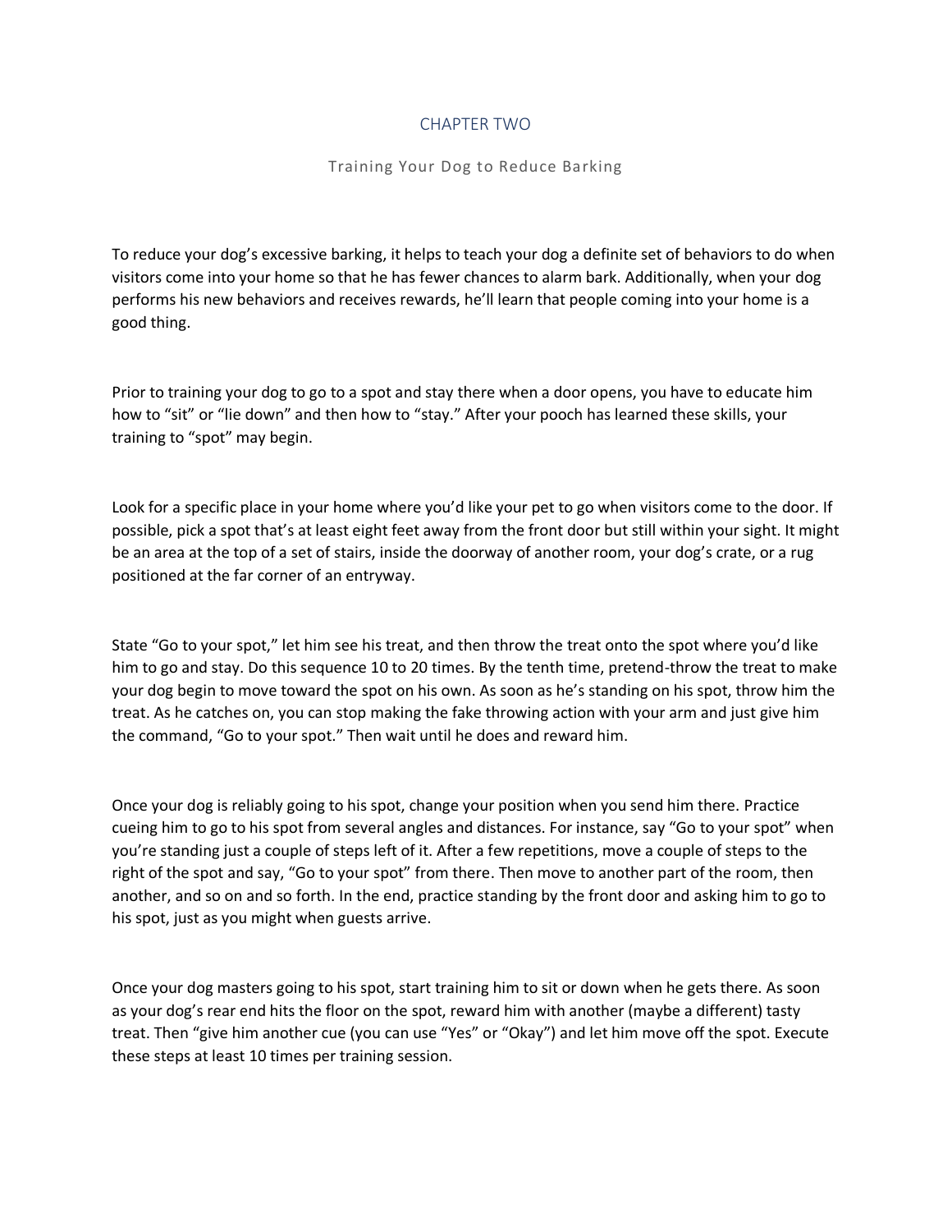# CHAPTER TWO

## Training Your Dog to Reduce Barking

To reduce your dog's excessive barking, it helps to teach your dog a definite set of behaviors to do when visitors come into your home so that he has fewer chances to alarm bark. Additionally, when your dog performs his new behaviors and receives rewards, he'll learn that people coming into your home is a good thing.

Prior to training your dog to go to a spot and stay there when a door opens, you have to educate him how to "sit" or "lie down" and then how to "stay." After your pooch has learned these skills, your training to "spot" may begin.

Look for a specific place in your home where you'd like your pet to go when visitors come to the door. If possible, pick a spot that's at least eight feet away from the front door but still within your sight. It might be an area at the top of a set of stairs, inside the doorway of another room, your dog's crate, or a rug positioned at the far corner of an entryway.

State "Go to your spot," let him see his treat, and then throw the treat onto the spot where you'd like him to go and stay. Do this sequence 10 to 20 times. By the tenth time, pretend-throw the treat to make your dog begin to move toward the spot on his own. As soon as he's standing on his spot, throw him the treat. As he catches on, you can stop making the fake throwing action with your arm and just give him the command, "Go to your spot." Then wait until he does and reward him.

Once your dog is reliably going to his spot, change your position when you send him there. Practice cueing him to go to his spot from several angles and distances. For instance, say "Go to your spot" when you're standing just a couple of steps left of it. After a few repetitions, move a couple of steps to the right of the spot and say, "Go to your spot" from there. Then move to another part of the room, then another, and so on and so forth. In the end, practice standing by the front door and asking him to go to his spot, just as you might when guests arrive.

Once your dog masters going to his spot, start training him to sit or down when he gets there. As soon as your dog's rear end hits the floor on the spot, reward him with another (maybe a different) tasty treat. Then "give him another cue (you can use "Yes" or "Okay") and let him move off the spot. Execute these steps at least 10 times per training session.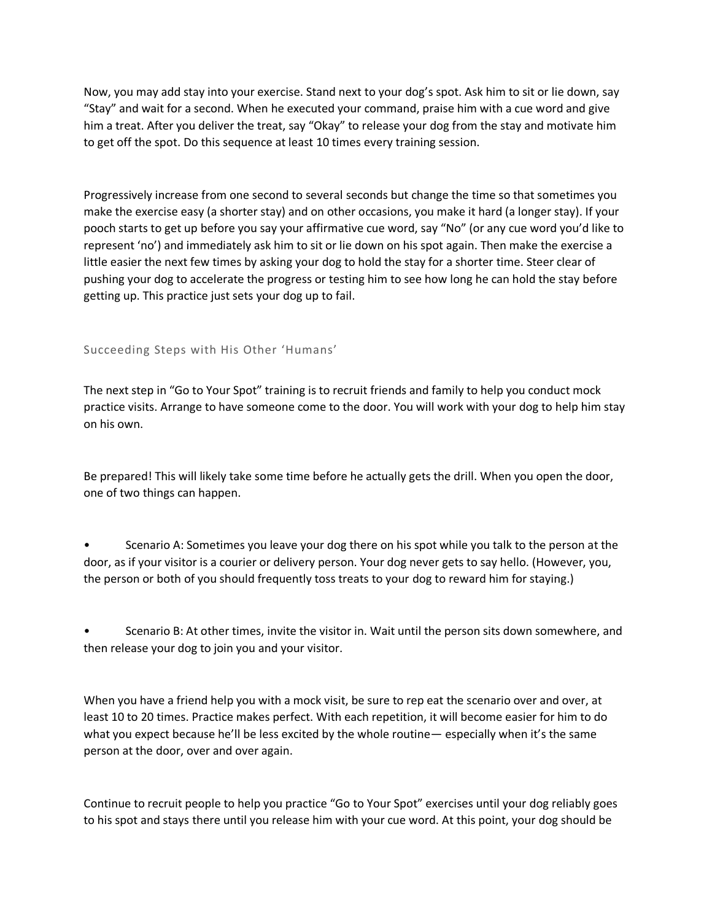Now, you may add stay into your exercise. Stand next to your dog's spot. Ask him to sit or lie down, say "Stay" and wait for a second. When he executed your command, praise him with a cue word and give him a treat. After you deliver the treat, say "Okay" to release your dog from the stay and motivate him to get off the spot. Do this sequence at least 10 times every training session.

Progressively increase from one second to several seconds but change the time so that sometimes you make the exercise easy (a shorter stay) and on other occasions, you make it hard (a longer stay). If your pooch starts to get up before you say your affirmative cue word, say "No" (or any cue word you'd like to represent 'no') and immediately ask him to sit or lie down on his spot again. Then make the exercise a little easier the next few times by asking your dog to hold the stay for a shorter time. Steer clear of pushing your dog to accelerate the progress or testing him to see how long he can hold the stay before getting up. This practice just sets your dog up to fail.

### Succeeding Steps with His Other 'Humans'

The next step in "Go to Your Spot" training is to recruit friends and family to help you conduct mock practice visits. Arrange to have someone come to the door. You will work with your dog to help him stay on his own.

Be prepared! This will likely take some time before he actually gets the drill. When you open the door, one of two things can happen.

- Scenario A: Sometimes you leave your dog there on his spot while you talk to the person at the door, as if your visitor is a courier or delivery person. Your dog never gets to say hello. (However, you, the person or both of you should frequently toss treats to your dog to reward him for staying.)

- Scenario B: At other times, invite the visitor in. Wait until the person sits down somewhere, and then release your dog to join you and your visitor.

When you have a friend help you with a mock visit, be sure to rep eat the scenario over and over, at least 10 to 20 times. Practice makes perfect. With each repetition, it will become easier for him to do what you expect because he'll be less excited by the whole routine— especially when it's the same person at the door, over and over again.

Continue to recruit people to help you practice "Go to Your Spot" exercises until your dog reliably goes to his spot and stays there until you release him with your cue word. At this point, your dog should be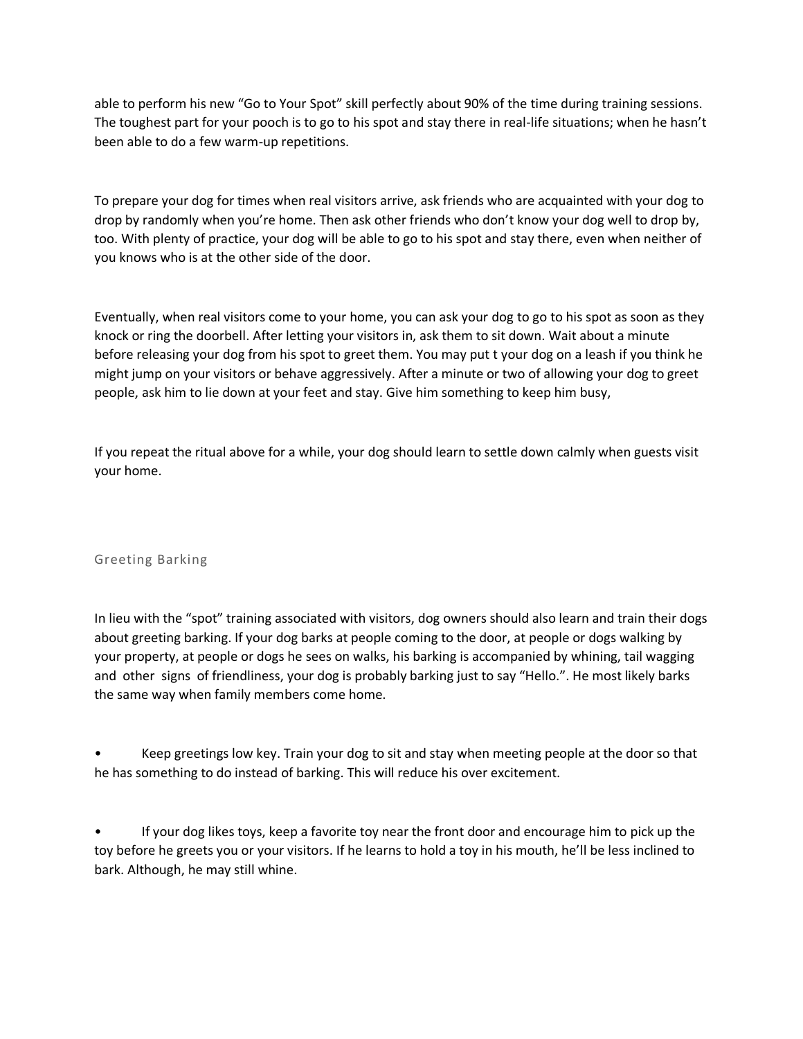able to perform his new "Go to Your Spot" skill perfectly about 90% of the time during training sessions. The toughest part for your pooch is to go to his spot and stay there in real-life situations; when he hasn't been able to do a few warm-up repetitions.

To prepare your dog for times when real visitors arrive, ask friends who are acquainted with your dog to drop by randomly when you're home. Then ask other friends who don't know your dog well to drop by, too. With plenty of practice, your dog will be able to go to his spot and stay there, even when neither of you knows who is at the other side of the door.

Eventually, when real visitors come to your home, you can ask your dog to go to his spot as soon as they knock or ring the doorbell. After letting your visitors in, ask them to sit down. Wait about a minute before releasing your dog from his spot to greet them. You may put t your dog on a leash if you think he might jump on your visitors or behave aggressively. After a minute or two of allowing your dog to greet people, ask him to lie down at your feet and stay. Give him something to keep him busy,

If you repeat the ritual above for a while, your dog should learn to settle down calmly when guests visit your home.

## Greeting Barking

In lieu with the "spot" training associated with visitors, dog owners should also learn and train their dogs about greeting barking. If your dog barks at people coming to the door, at people or dogs walking by your property, at people or dogs he sees on walks, his barking is accompanied by whining, tail wagging and other signs of friendliness, your dog is probably barking just to say "Hello.". He most likely barks the same way when family members come home.

- Keep greetings low key. Train your dog to sit and stay when meeting people at the door so that he has something to do instead of barking. This will reduce his over excitement.

- If your dog likes toys, keep a favorite toy near the front door and encourage him to pick up the toy before he greets you or your visitors. If he learns to hold a toy in his mouth, he'll be less inclined to bark. Although, he may still whine.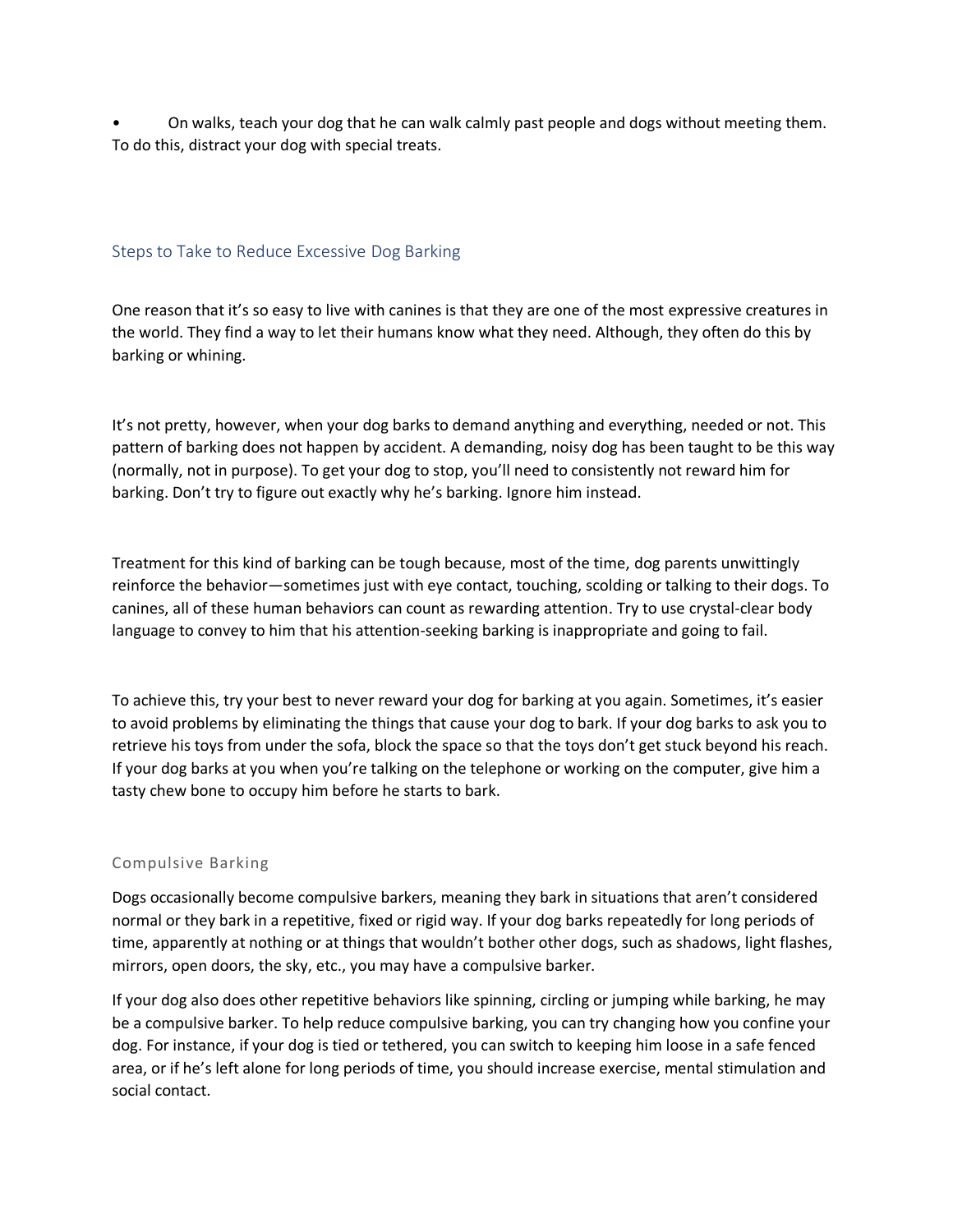- On walks, teach your dog that he can walk calmly past people and dogs without meeting them. To do this, distract your dog with special treats.

## Steps to Take to Reduce Excessive Dog Barking

One reason that it's so easy to live with canines is that they are one of the most expressive creatures in the world. They find a way to let their humans know what they need. Although, they often do this by barking or whining.

It's not pretty, however, when your dog barks to demand anything and everything, needed or not. This pattern of barking does not happen by accident. A demanding, noisy dog has been taught to be this way (normally, not in purpose). To get your dog to stop, you'll need to consistently not reward him for barking. Don't try to figure out exactly why he's barking. Ignore him instead.

Treatment for this kind of barking can be tough because, most of the time, dog parents unwittingly reinforce the behavior—sometimes just with eye contact, touching, scolding or talking to their dogs. To canines, all of these human behaviors can count as rewarding attention. Try to use crystal-clear body language to convey to him that his attention-seeking barking is inappropriate and going to fail.

To achieve this, try your best to never reward your dog for barking at you again. Sometimes, it's easier to avoid problems by eliminating the things that cause your dog to bark. If your dog barks to ask you to retrieve his toys from under the sofa, block the space so that the toys don't get stuck beyond his reach. If your dog barks at you when you're talking on the telephone or working on the computer, give him a tasty chew bone to occupy him before he starts to bark.

### Compulsive Barking

Dogs occasionally become compulsive barkers, meaning they bark in situations that aren't considered normal or they bark in a repetitive, fixed or rigid way. If your dog barks repeatedly for long periods of time, apparently at nothing or at things that wouldn't bother other dogs, such as shadows, light flashes, mirrors, open doors, the sky, etc., you may have a compulsive barker.

If your dog also does other repetitive behaviors like spinning, circling or jumping while barking, he may be a compulsive barker. To help reduce compulsive barking, you can try changing how you confine your dog. For instance, if your dog is tied or tethered, you can switch to keeping him loose in a safe fenced area, or if he's left alone for long periods of time, you should increase exercise, mental stimulation and social contact.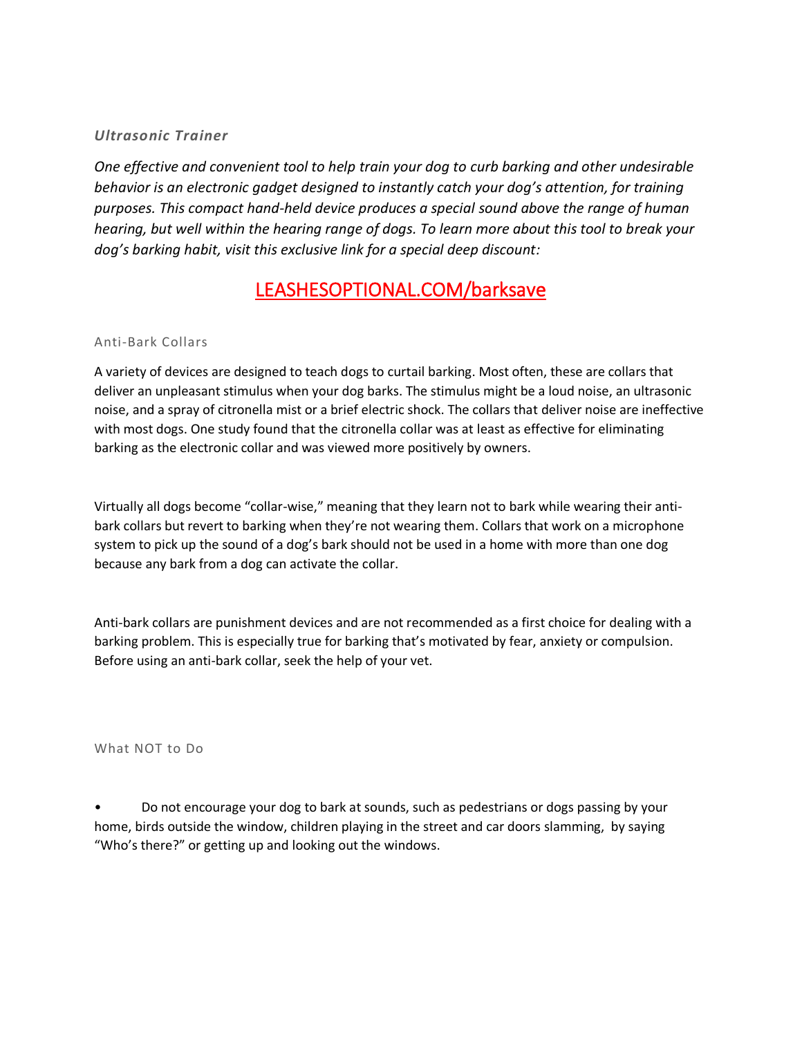### *Ultrasonic Trainer*

*One effective and convenient tool to help train your dog to curb barking and other undesirable behavior is an electronic gadget designed to instantly catch your dog's attention, for training purposes. This compact hand-held device produces a special sound above the range of human hearing, but well within the hearing range of dogs. To learn more about this tool to break your dog's barking habit, visit this exclusive link for a special deep discount:*

LEASHESOPTIONAL.COM/barksave

### Anti-Bark Collars

A variety of devices are designed to teach dogs to curtail barking. Most often, these are collars that deliver an unpleasant stimulus when your dog barks. The stimulus might be a loud noise, an ultrasonic noise, and a spray of citronella mist or a brief electric shock. The collars that deliver noise are ineffective with most dogs. One study found that the citronella collar was at least as effective for eliminating barking as the electronic collar and was viewed more positively by owners.

Virtually all dogs become "collar-wise," meaning that they learn not to bark while wearing their anti-bark collars but revert to barking when they're not wearing them. Collars that work on a microphone system to pick up the sound of a dog's bark should not be used in a home with more than one dog because any bark from a dog can activate the collar.

Anti-bark collars are punishment devices and are not recommended as a first choice for dealing with a barking problem. This is especially true for barking that's motivated by fear, anxiety or compulsion. Before using an anti-bark collar, seek the help of your vet.

### What NOT to Do

- Do not encourage your dog to bark at sounds, such as pedestrians or dogs passing by your home, birds outside the window, children playing in the street and car doors slamming, by saying "Who's there?" or getting up and looking out the windows.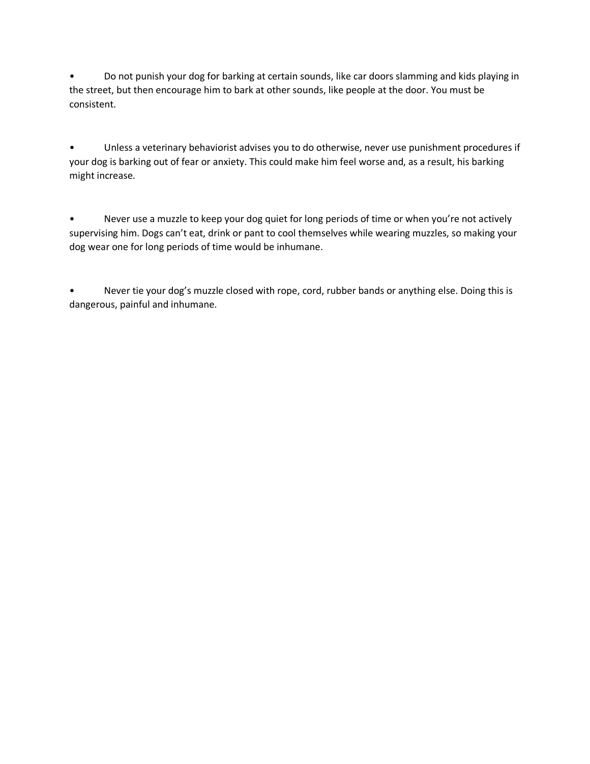- Do not punish your dog for barking at certain sounds, like car doors slamming and kids playing in the street, but then encourage him to bark at other sounds, like people at the door. You must be consistent.

- Unless a veterinary behaviorist advises you to do otherwise, never use punishment procedures if your dog is barking out of fear or anxiety. This could make him feel worse and, as a result, his barking might increase.

- Never use a muzzle to keep your dog quiet for long periods of time or when you're not actively supervising him. Dogs can't eat, drink or pant to cool themselves while wearing muzzles, so making your dog wear one for long periods of time would be inhumane.

- Never tie your dog's muzzle closed with rope, cord, rubber bands or anything else. Doing this is dangerous, painful and inhumane.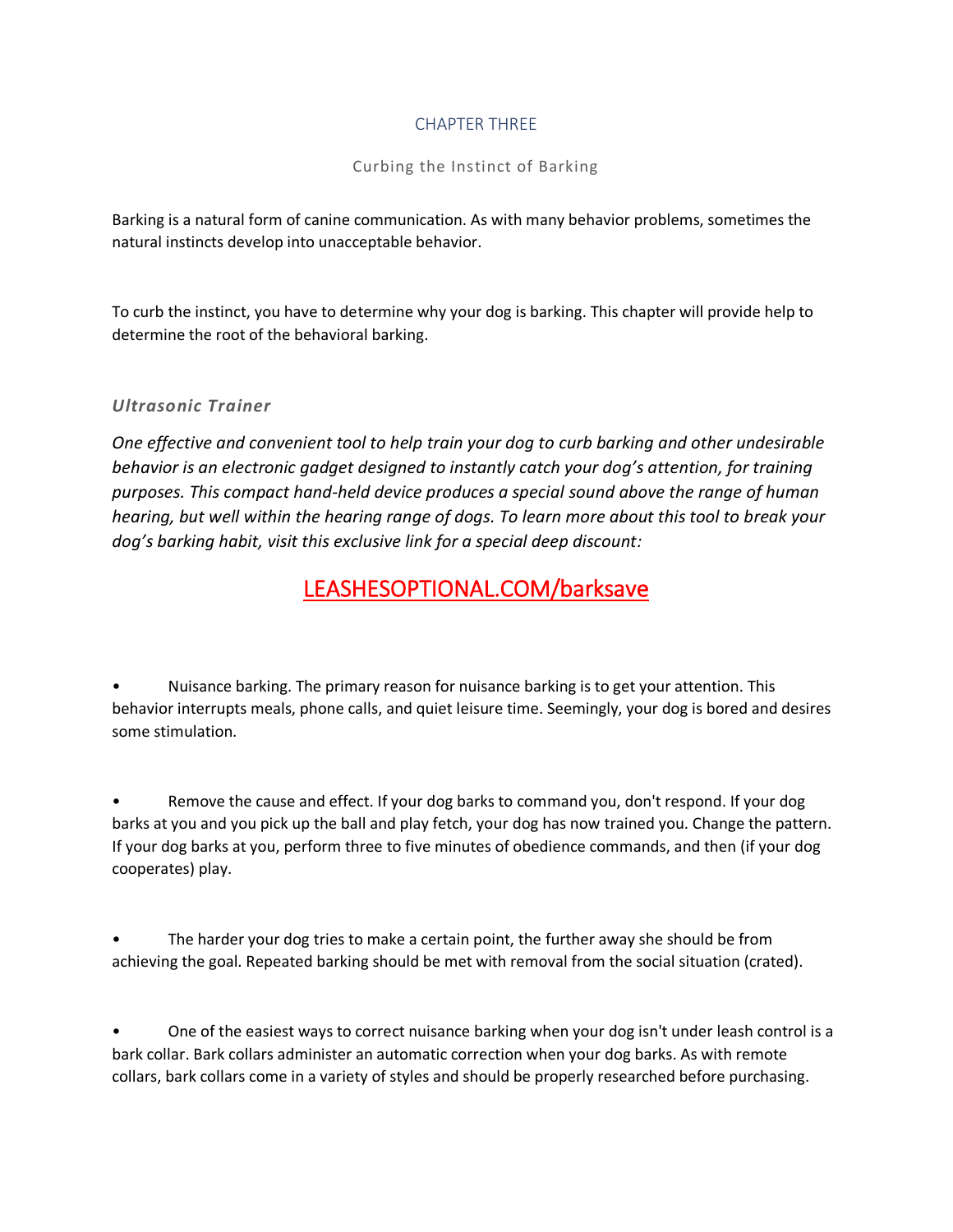# CHAPTER THREE

## Curbing the Instinct of Barking

Barking is a natural form of canine communication. As with many behavior problems, sometimes the natural instincts develop into unacceptable behavior.

To curb the instinct, you have to determine why your dog is barking. This chapter will provide help to determine the root of the behavioral barking.

### *Ultrasonic Trainer*

*One effective and convenient tool to help train your dog to curb barking and other undesirable behavior is an electronic gadget designed to instantly catch your dog's attention, for training purposes. This compact hand-held device produces a special sound above the range of human hearing, but well within the hearing range of dogs. To learn more about this tool to break your dog's barking habit, visit this exclusive link for a special deep discount:*

LEASHESOPTIONAL.COM/barksave

- Nuisance barking. The primary reason for nuisance barking is to get your attention. This behavior interrupts meals, phone calls, and quiet leisure time. Seemingly, your dog is bored and desires some stimulation.

- Remove the cause and effect. If your dog barks to command you, don't respond. If your dog barks at you and you pick up the ball and play fetch, your dog has now trained you. Change the pattern. If your dog barks at you, perform three to five minutes of obedience commands, and then (if your dog cooperates) play.

- The harder your dog tries to make a certain point, the further away she should be from achieving the goal. Repeated barking should be met with removal from the social situation (crated).

- One of the easiest ways to correct nuisance barking when your dog isn't under leash control is a bark collar. Bark collars administer an automatic correction when your dog barks. As with remote collars, bark collars come in a variety of styles and should be properly researched before purchasing.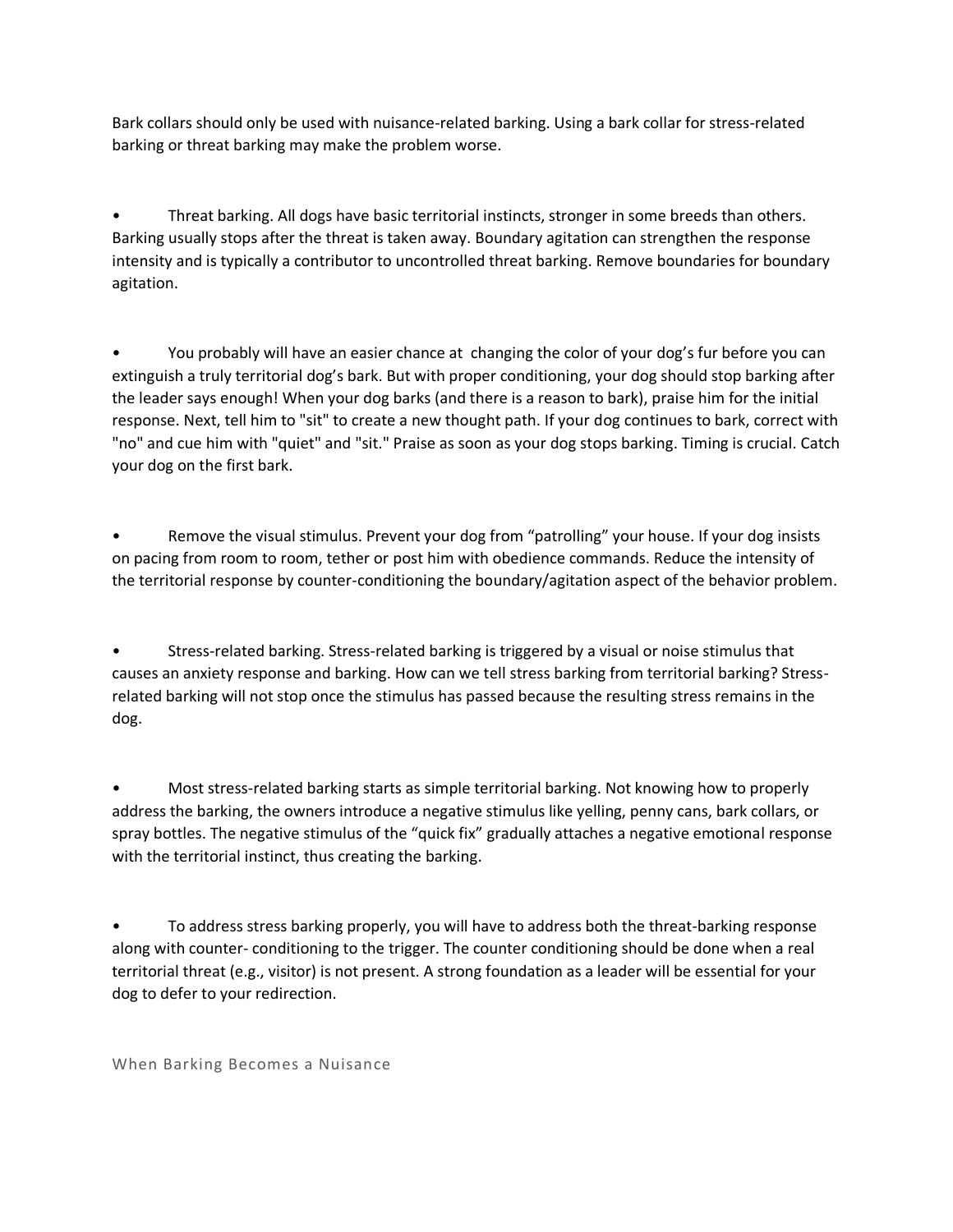Bark collars should only be used with nuisance-related barking. Using a bark collar for stress-related barking or threat barking may make the problem worse.

- Threat barking. All dogs have basic territorial instincts, stronger in some breeds than others. Barking usually stops after the threat is taken away. Boundary agitation can strengthen the response intensity and is typically a contributor to uncontrolled threat barking. Remove boundaries for boundary agitation.

- You probably will have an easier chance at changing the color of your dog's fur before you can extinguish a truly territorial dog's bark. But with proper conditioning, your dog should stop barking after the leader says enough! When your dog barks (and there is a reason to bark), praise him for the initial response. Next, tell him to "sit" to create a new thought path. If your dog continues to bark, correct with "no" and cue him with "quiet" and "sit." Praise as soon as your dog stops barking. Timing is crucial. Catch your dog on the first bark.

- Remove the visual stimulus. Prevent your dog from "patrolling" your house. If your dog insists on pacing from room to room, tether or post him with obedience commands. Reduce the intensity of the territorial response by counter-conditioning the boundary/agitation aspect of the behavior problem.

- Stress-related barking. Stress-related barking is triggered by a visual or noise stimulus that causes an anxiety response and barking. How can we tell stress barking from territorial barking? Stress-related barking will not stop once the stimulus has passed because the resulting stress remains in the dog.

- Most stress-related barking starts as simple territorial barking. Not knowing how to properly address the barking, the owners introduce a negative stimulus like yelling, penny cans, bark collars, or spray bottles. The negative stimulus of the "quick fix" gradually attaches a negative emotional response with the territorial instinct, thus creating the barking.

- To address stress barking properly, you will have to address both the threat-barking response along with counter- conditioning to the trigger. The counter conditioning should be done when a real territorial threat (e.g., visitor) is not present. A strong foundation as a leader will be essential for your dog to defer to your redirection.

## When Barking Becomes a Nuisance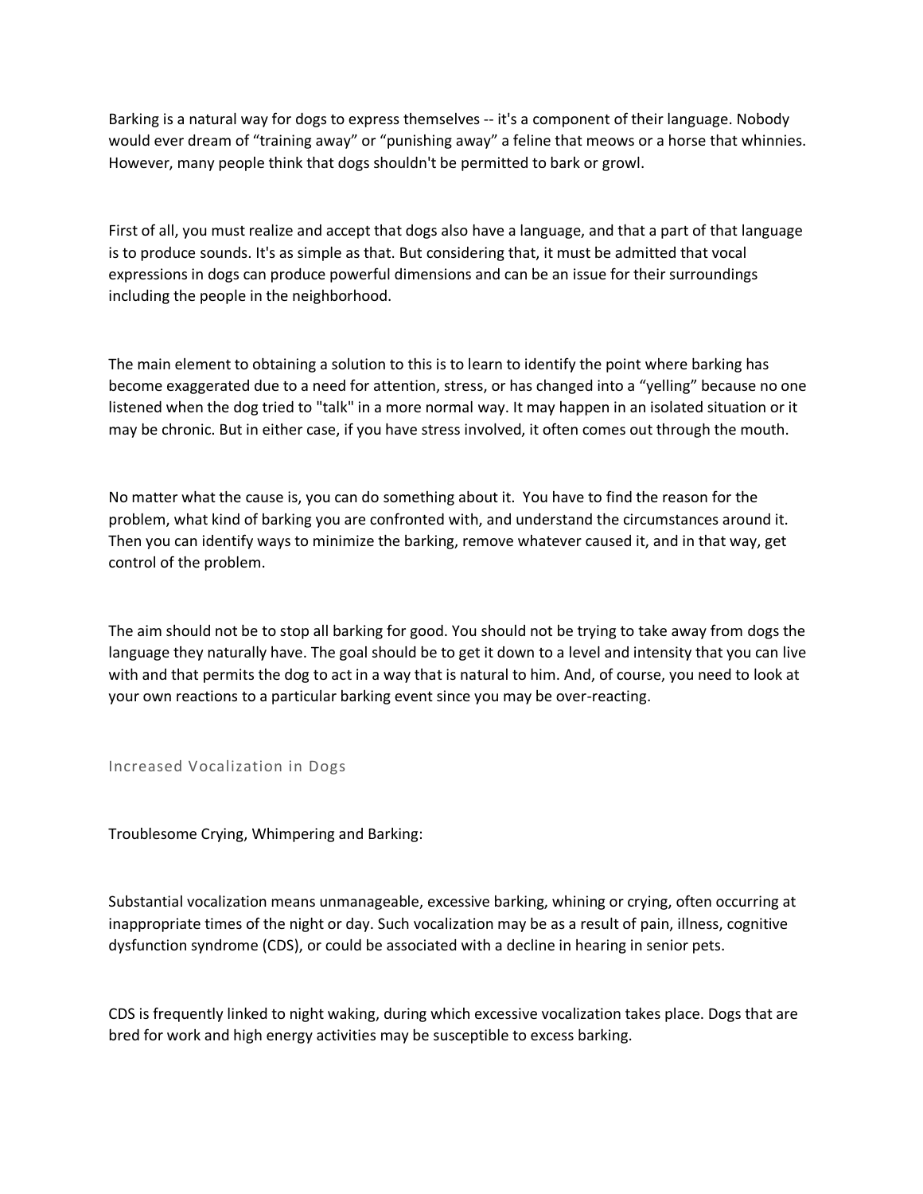Barking is a natural way for dogs to express themselves -- it's a component of their language. Nobody would ever dream of "training away" or "punishing away" a feline that meows or a horse that whinnies. However, many people think that dogs shouldn't be permitted to bark or growl.

First of all, you must realize and accept that dogs also have a language, and that a part of that language is to produce sounds. It's as simple as that. But considering that, it must be admitted that vocal expressions in dogs can produce powerful dimensions and can be an issue for their surroundings including the people in the neighborhood.

The main element to obtaining a solution to this is to learn to identify the point where barking has become exaggerated due to a need for attention, stress, or has changed into a "yelling" because no one listened when the dog tried to "talk" in a more normal way. It may happen in an isolated situation or it may be chronic. But in either case, if you have stress involved, it often comes out through the mouth.

No matter what the cause is, you can do something about it. You have to find the reason for the problem, what kind of barking you are confronted with, and understand the circumstances around it. Then you can identify ways to minimize the barking, remove whatever caused it, and in that way, get control of the problem.

The aim should not be to stop all barking for good. You should not be trying to take away from dogs the language they naturally have. The goal should be to get it down to a level and intensity that you can live with and that permits the dog to act in a way that is natural to him. And, of course, you need to look at your own reactions to a particular barking event since you may be over-reacting.

## Increased Vocalization in Dogs

Troublesome Crying, Whimpering and Barking:

Substantial vocalization means unmanageable, excessive barking, whining or crying, often occurring at inappropriate times of the night or day. Such vocalization may be as a result of pain, illness, cognitive dysfunction syndrome (CDS), or could be associated with a decline in hearing in senior pets.

CDS is frequently linked to night waking, during which excessive vocalization takes place. Dogs that are bred for work and high energy activities may be susceptible to excess barking.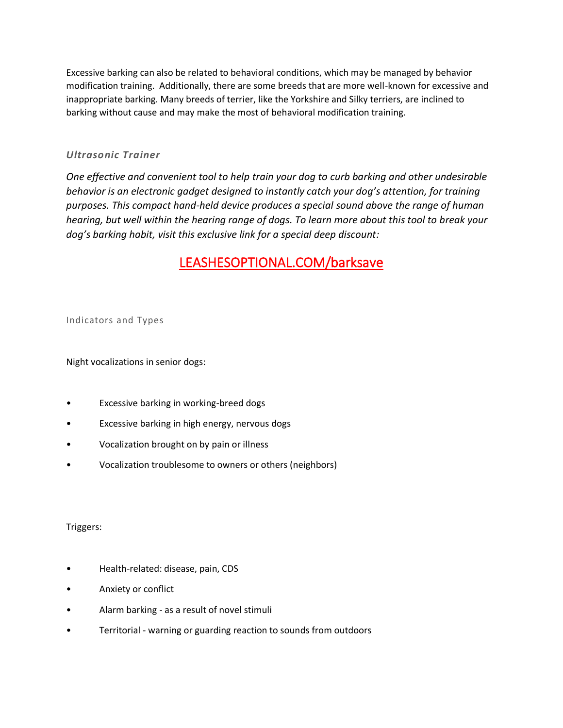Excessive barking can also be related to behavioral conditions, which may be managed by behavior modification training. Additionally, there are some breeds that are more well-known for excessive and inappropriate barking. Many breeds of terrier, like the Yorkshire and Silky terriers, are inclined to barking without cause and may make the most of behavioral modification training.

### *Ultrasonic Trainer*

*One effective and convenient tool to help train your dog to curb barking and other undesirable behavior is an electronic gadget designed to instantly catch your dog's attention, for training purposes. This compact hand-held device produces a special sound above the range of human hearing, but well within the hearing range of dogs. To learn more about this tool to break your dog's barking habit, visit this exclusive link for a special deep discount:*

[LEASHESOPTIONAL.COM/barksave](LEASHESOPTIONAL.COM/barksave)

## Indicators and Types

Night vocalizations in senior dogs:

- Excessive barking in working-breed dogs
- Excessive barking in high energy, nervous dogs
- Vocalization brought on by pain or illness
- Vocalization troublesome to owners or others (neighbors)

Triggers:

- Health-related: disease, pain, CDS
- Anxiety or conflict
- Alarm barking - as a result of novel stimuli
- Territorial - warning or guarding reaction to sounds from outdoors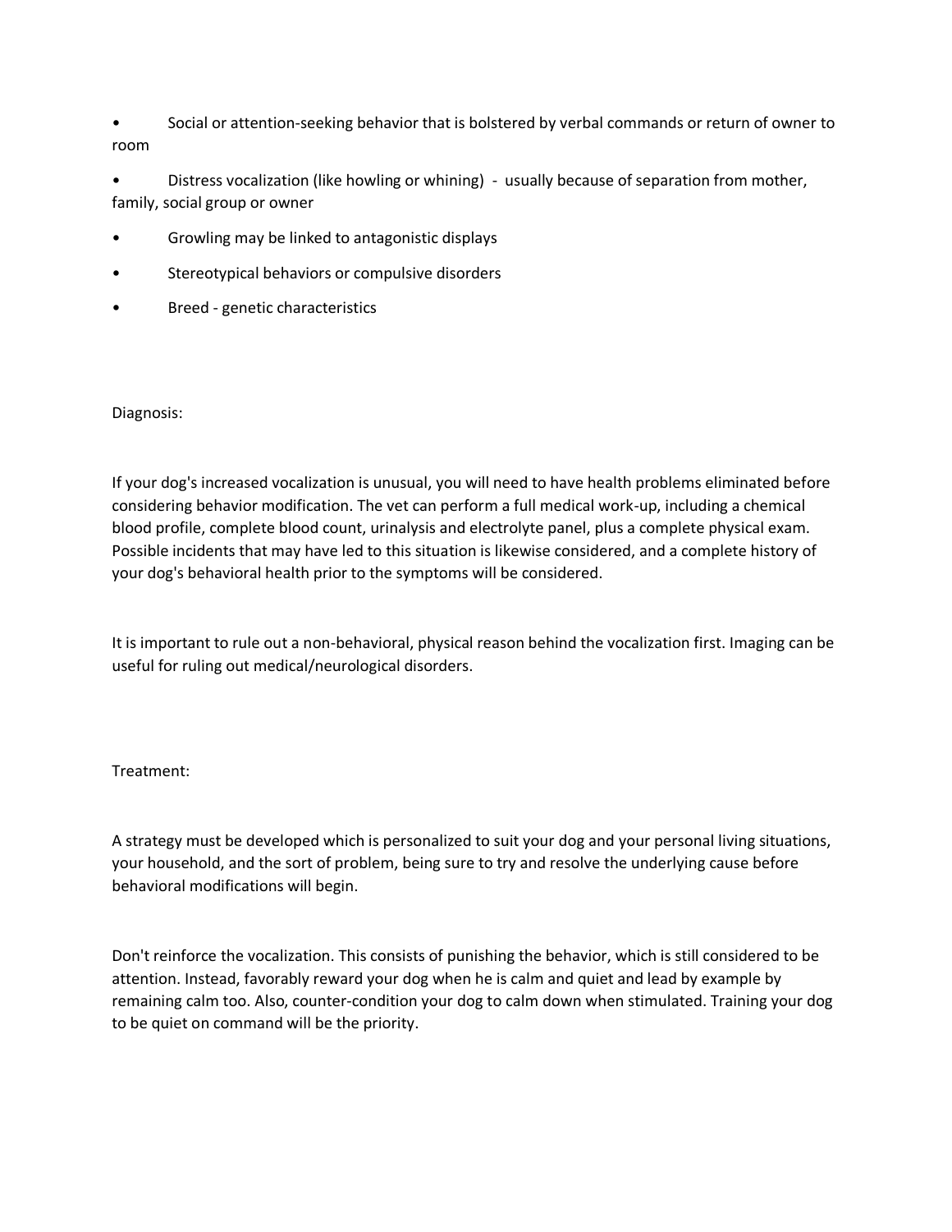- Social or attention-seeking behavior that is bolstered by verbal commands or return of owner to room
- Distress vocalization (like howling or whining) - usually because of separation from mother, family, social group or owner
- Growling may be linked to antagonistic displays
- Stereotypical behaviors or compulsive disorders
- Breed - genetic characteristics

Diagnosis:

If your dog's increased vocalization is unusual, you will need to have health problems eliminated before considering behavior modification. The vet can perform a full medical work-up, including a chemical blood profile, complete blood count, urinalysis and electrolyte panel, plus a complete physical exam. Possible incidents that may have led to this situation is likewise considered, and a complete history of your dog's behavioral health prior to the symptoms will be considered.

It is important to rule out a non-behavioral, physical reason behind the vocalization first. Imaging can be useful for ruling out medical/neurological disorders.

Treatment:

A strategy must be developed which is personalized to suit your dog and your personal living situations, your household, and the sort of problem, being sure to try and resolve the underlying cause before behavioral modifications will begin.

Don't reinforce the vocalization. This consists of punishing the behavior, which is still considered to be attention. Instead, favorably reward your dog when he is calm and quiet and lead by example by remaining calm too. Also, counter-condition your dog to calm down when stimulated. Training your dog to be quiet on command will be the priority.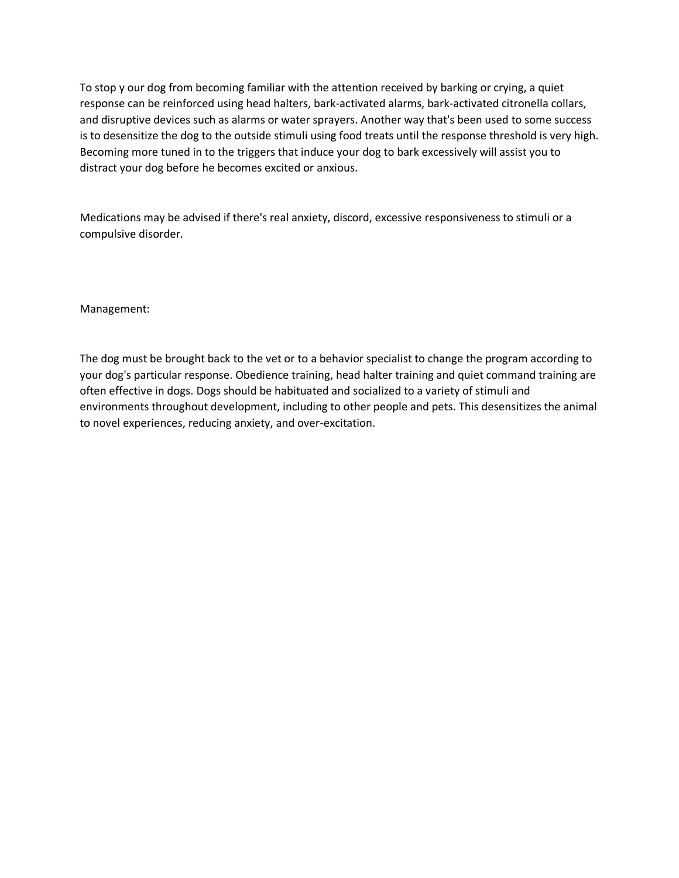To stop y our dog from becoming familiar with the attention received by barking or crying, a quiet response can be reinforced using head halters, bark-activated alarms, bark-activated citronella collars, and disruptive devices such as alarms or water sprayers. Another way that's been used to some success is to desensitize the dog to the outside stimuli using food treats until the response threshold is very high. Becoming more tuned in to the triggers that induce your dog to bark excessively will assist you to distract your dog before he becomes excited or anxious.

Medications may be advised if there's real anxiety, discord, excessive responsiveness to stimuli or a compulsive disorder.

Management:

The dog must be brought back to the vet or to a behavior specialist to change the program according to your dog's particular response. Obedience training, head halter training and quiet command training are often effective in dogs. Dogs should be habituated and socialized to a variety of stimuli and environments throughout development, including to other people and pets. This desensitizes the animal to novel experiences, reducing anxiety, and over-excitation.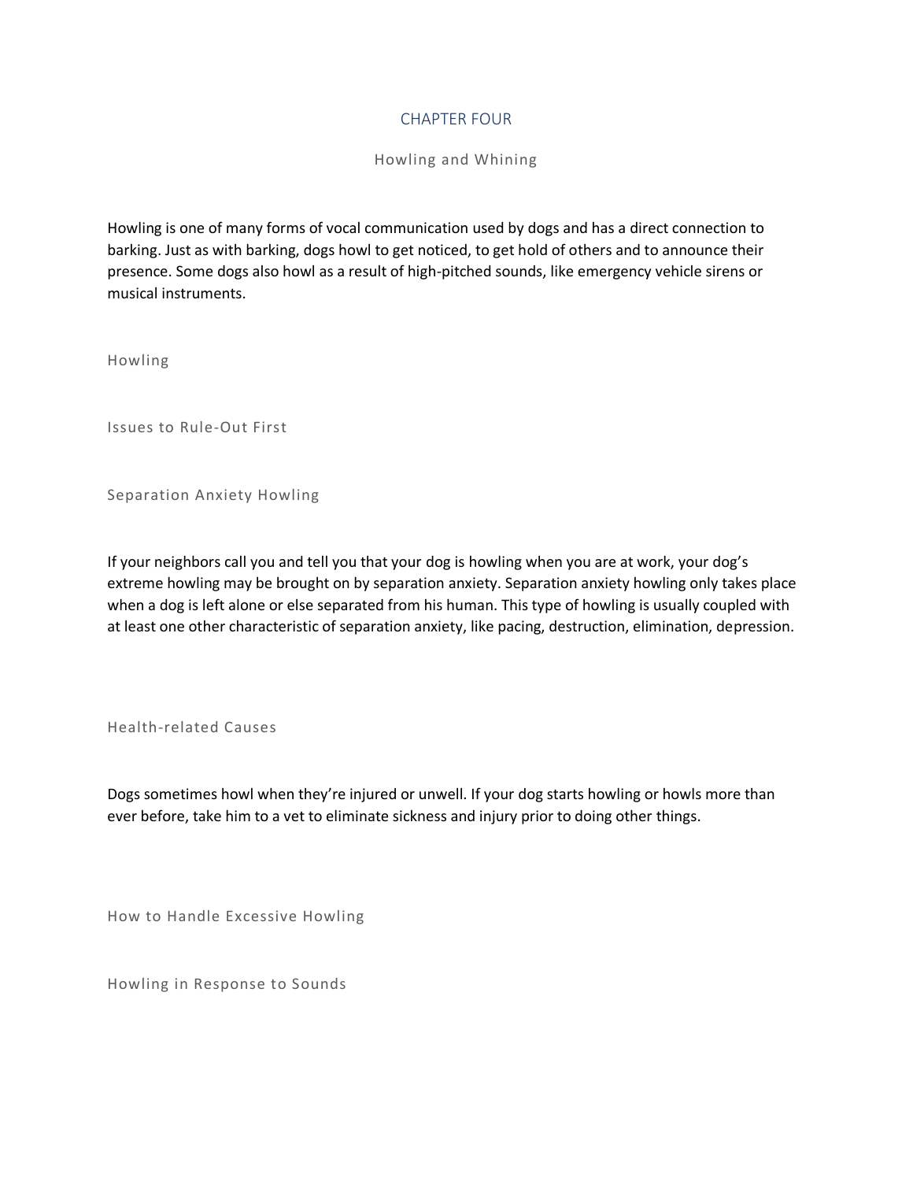# CHAPTER FOUR

## Howling and Whining

Howling is one of many forms of vocal communication used by dogs and has a direct connection to barking. Just as with barking, dogs howl to get noticed, to get hold of others and to announce their presence. Some dogs also howl as a result of high-pitched sounds, like emergency vehicle sirens or musical instruments.

### Howling

### Issues to Rule-Out First

### Separation Anxiety Howling

If your neighbors call you and tell you that your dog is howling when you are at work, your dog's extreme howling may be brought on by separation anxiety. Separation anxiety howling only takes place when a dog is left alone or else separated from his human. This type of howling is usually coupled with at least one other characteristic of separation anxiety, like pacing, destruction, elimination, depression.

### Health-related Causes

Dogs sometimes howl when they're injured or unwell. If your dog starts howling or howls more than ever before, take him to a vet to eliminate sickness and injury prior to doing other things.

### How to Handle Excessive Howling

### Howling in Response to Sounds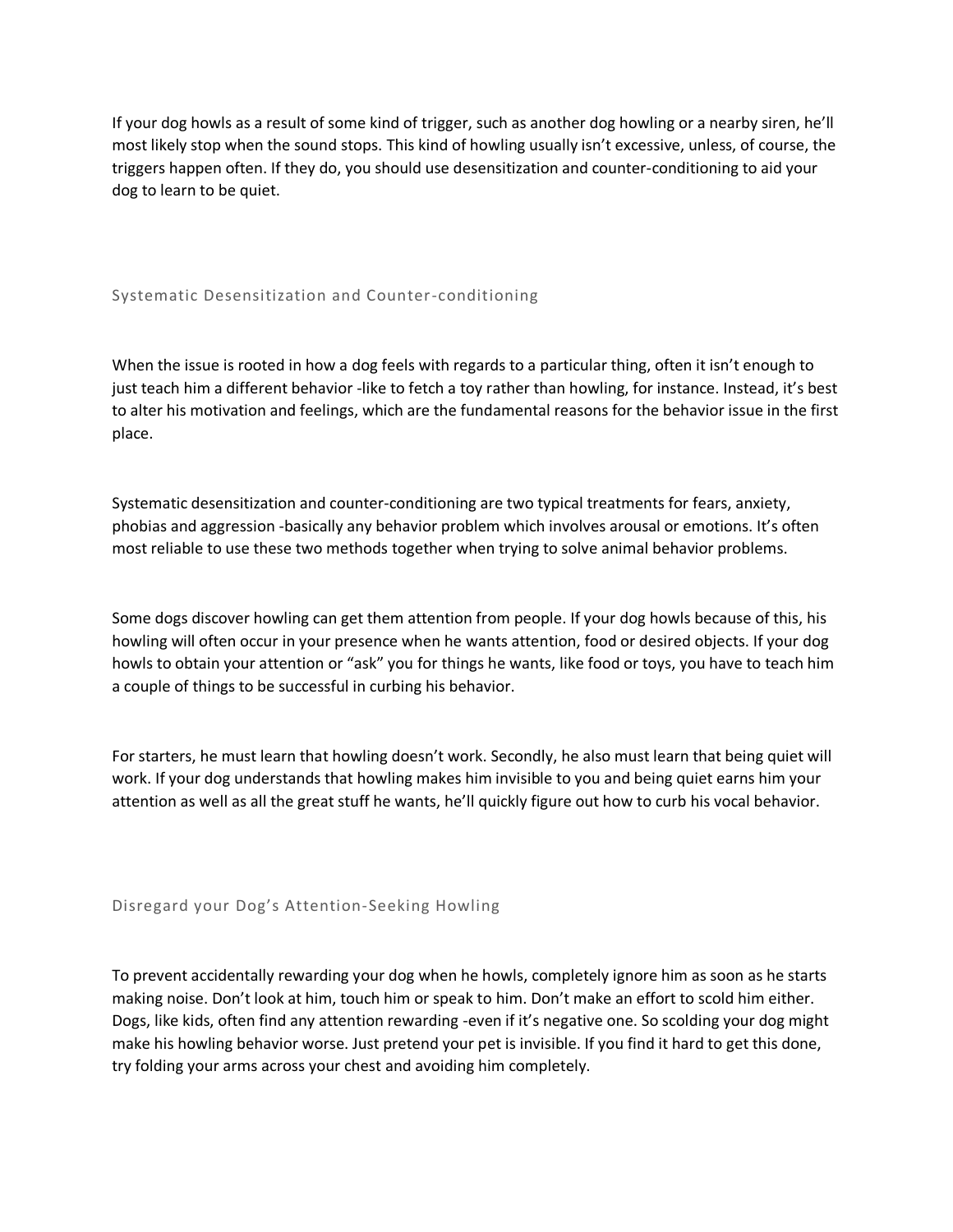If your dog howls as a result of some kind of trigger, such as another dog howling or a nearby siren, he'll most likely stop when the sound stops. This kind of howling usually isn't excessive, unless, of course, the triggers happen often. If they do, you should use desensitization and counter-conditioning to aid your dog to learn to be quiet.

## Systematic Desensitization and Counter-conditioning

When the issue is rooted in how a dog feels with regards to a particular thing, often it isn't enough to just teach him a different behavior -like to fetch a toy rather than howling, for instance. Instead, it's best to alter his motivation and feelings, which are the fundamental reasons for the behavior issue in the first place.

Systematic desensitization and counter-conditioning are two typical treatments for fears, anxiety, phobias and aggression -basically any behavior problem which involves arousal or emotions. It's often most reliable to use these two methods together when trying to solve animal behavior problems.

Some dogs discover howling can get them attention from people. If your dog howls because of this, his howling will often occur in your presence when he wants attention, food or desired objects. If your dog howls to obtain your attention or "ask" you for things he wants, like food or toys, you have to teach him a couple of things to be successful in curbing his behavior.

For starters, he must learn that howling doesn't work. Secondly, he also must learn that being quiet will work. If your dog understands that howling makes him invisible to you and being quiet earns him your attention as well as all the great stuff he wants, he'll quickly figure out how to curb his vocal behavior.

## Disregard your Dog's Attention-Seeking Howling

To prevent accidentally rewarding your dog when he howls, completely ignore him as soon as he starts making noise. Don't look at him, touch him or speak to him. Don't make an effort to scold him either. Dogs, like kids, often find any attention rewarding -even if it's negative one. So scolding your dog might make his howling behavior worse. Just pretend your pet is invisible. If you find it hard to get this done, try folding your arms across your chest and avoiding him completely.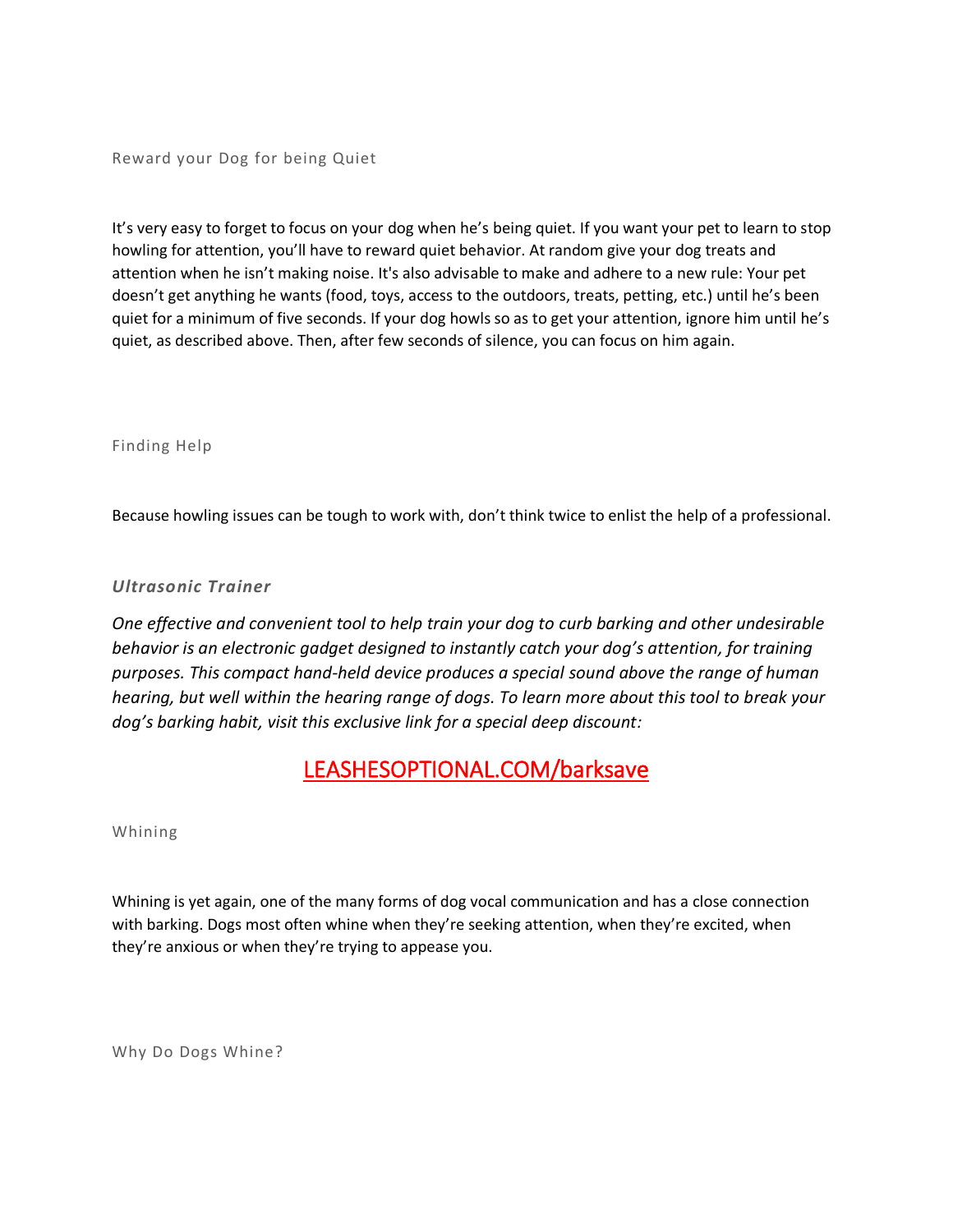## Reward your Dog for being Quiet

It’s very easy to forget to focus on your dog when he’s being quiet. If you want your pet to learn to stop howling for attention, you’ll have to reward quiet behavior. At random give your dog treats and attention when he isn’t making noise. It's also advisable to make and adhere to a new rule: Your pet doesn’t get anything he wants (food, toys, access to the outdoors, treats, petting, etc.) until he’s been quiet for a minimum of five seconds. If your dog howls so as to get your attention, ignore him until he’s quiet, as described above. Then, after few seconds of silence, you can focus on him again.

## Finding Help

Because howling issues can be tough to work with, don’t think twice to enlist the help of a professional.

### *Ultrasonic Trainer*

*One effective and convenient tool to help train your dog to curb barking and other undesirable behavior is an electronic gadget designed to instantly catch your dog’s attention, for training purposes. This compact hand-held device produces a special sound above the range of human hearing, but well within the hearing range of dogs. To learn more about this tool to break your dog’s barking habit, visit this exclusive link for a special deep discount:*

LEASHESOPTIONAL.COM/barksave

## Whining

Whining is yet again, one of the many forms of dog vocal communication and has a close connection with barking. Dogs most often whine when they’re seeking attention, when they’re excited, when they’re anxious or when they’re trying to appease you.

## Why Do Dogs Whine?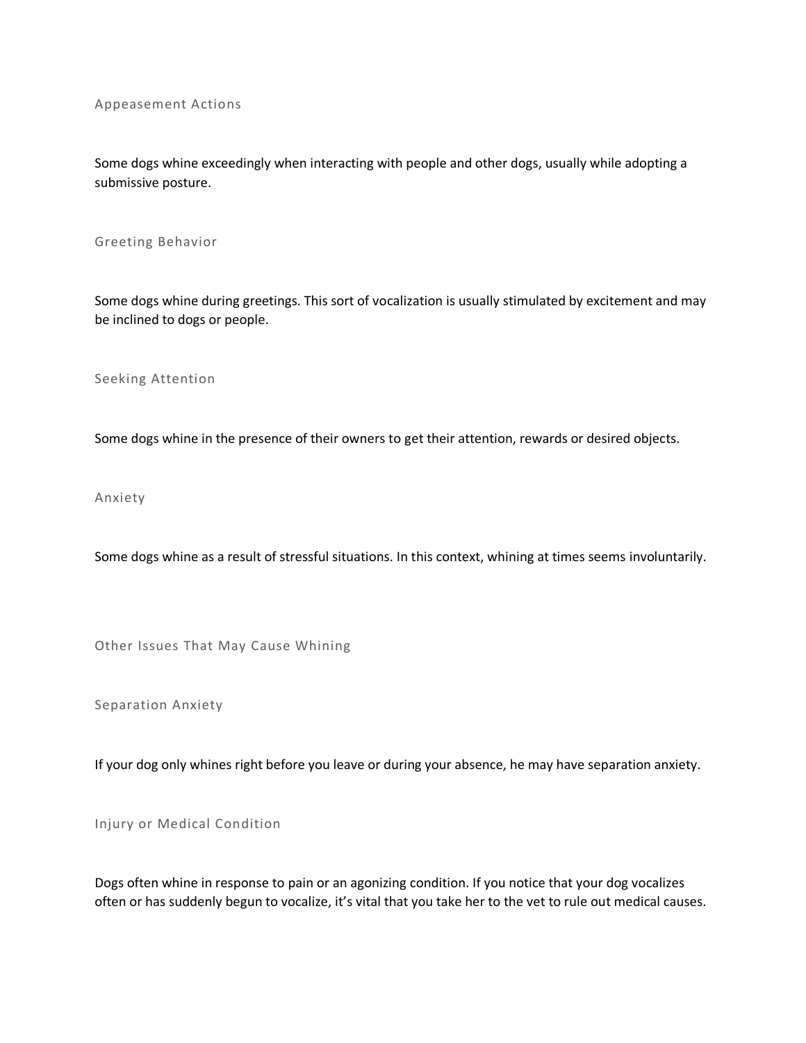### Appeasement Actions

Some dogs whine exceedingly when interacting with people and other dogs, usually while adopting a submissive posture.

### Greeting Behavior

Some dogs whine during greetings. This sort of vocalization is usually stimulated by excitement and may be inclined to dogs or people.

### Seeking Attention

Some dogs whine in the presence of their owners to get their attention, rewards or desired objects.

### Anxiety

Some dogs whine as a result of stressful situations. In this context, whining at times seems involuntarily.

## Other Issues That May Cause Whining

### Separation Anxiety

If your dog only whines right before you leave or during your absence, he may have separation anxiety.

### Injury or Medical Condition

Dogs often whine in response to pain or an agonizing condition. If you notice that your dog vocalizes often or has suddenly begun to vocalize, it's vital that you take her to the vet to rule out medical causes.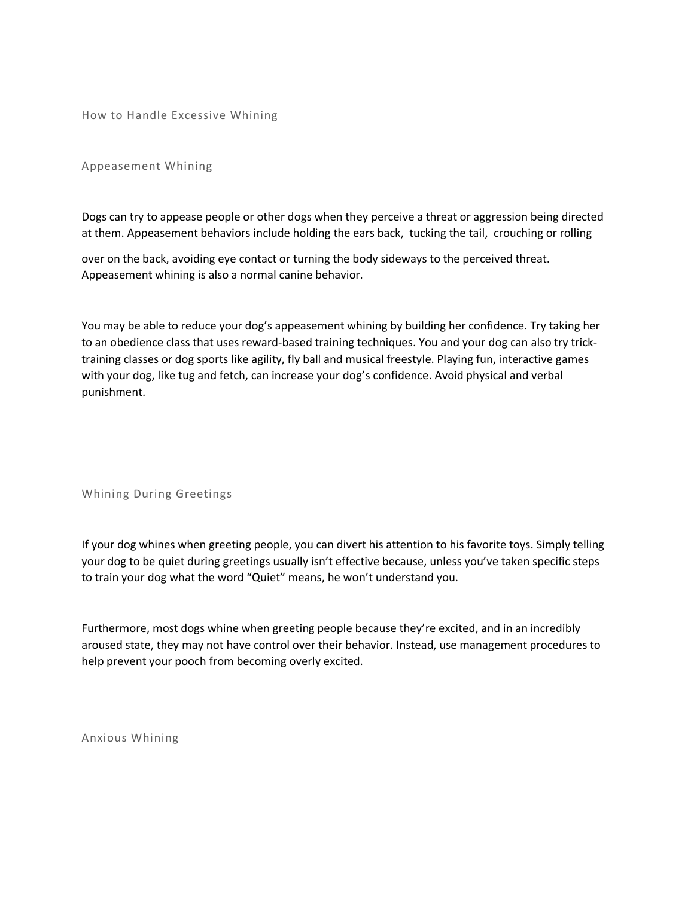# How to Handle Excessive Whining

## Appeasement Whining

Dogs can try to appease people or other dogs when they perceive a threat or aggression being directed at them. Appeasement behaviors include holding the ears back, tucking the tail, crouching or rolling over on the back, avoiding eye contact or turning the body sideways to the perceived threat. Appeasement whining is also a normal canine behavior.

You may be able to reduce your dog's appeasement whining by building her confidence. Try taking her to an obedience class that uses reward-based training techniques. You and your dog can also try trick-training classes or dog sports like agility, fly ball and musical freestyle. Playing fun, interactive games with your dog, like tug and fetch, can increase your dog's confidence. Avoid physical and verbal punishment.

## Whining During Greetings

If your dog whines when greeting people, you can divert his attention to his favorite toys. Simply telling your dog to be quiet during greetings usually isn't effective because, unless you've taken specific steps to train your dog what the word "Quiet" means, he won't understand you.

Furthermore, most dogs whine when greeting people because they're excited, and in an incredibly aroused state, they may not have control over their behavior. Instead, use management procedures to help prevent your pooch from becoming overly excited.

## Anxious Whining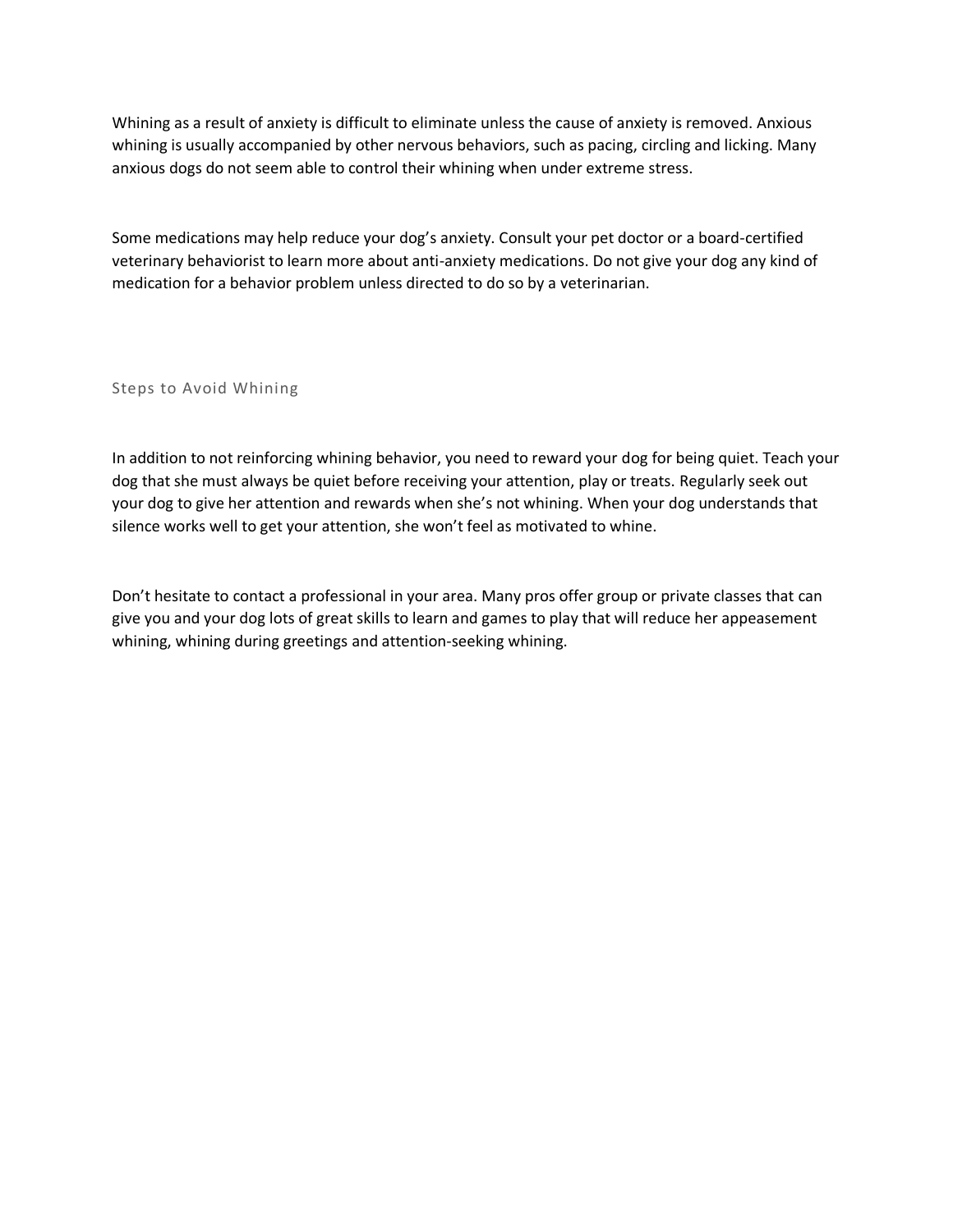Whining as a result of anxiety is difficult to eliminate unless the cause of anxiety is removed. Anxious whining is usually accompanied by other nervous behaviors, such as pacing, circling and licking. Many anxious dogs do not seem able to control their whining when under extreme stress.

Some medications may help reduce your dog's anxiety. Consult your pet doctor or a board-certified veterinary behaviorist to learn more about anti-anxiety medications. Do not give your dog any kind of medication for a behavior problem unless directed to do so by a veterinarian.

## Steps to Avoid Whining

In addition to not reinforcing whining behavior, you need to reward your dog for being quiet. Teach your dog that she must always be quiet before receiving your attention, play or treats. Regularly seek out your dog to give her attention and rewards when she's not whining. When your dog understands that silence works well to get your attention, she won't feel as motivated to whine.

Don't hesitate to contact a professional in your area. Many pros offer group or private classes that can give you and your dog lots of great skills to learn and games to play that will reduce her appeasement whining, whining during greetings and attention-seeking whining.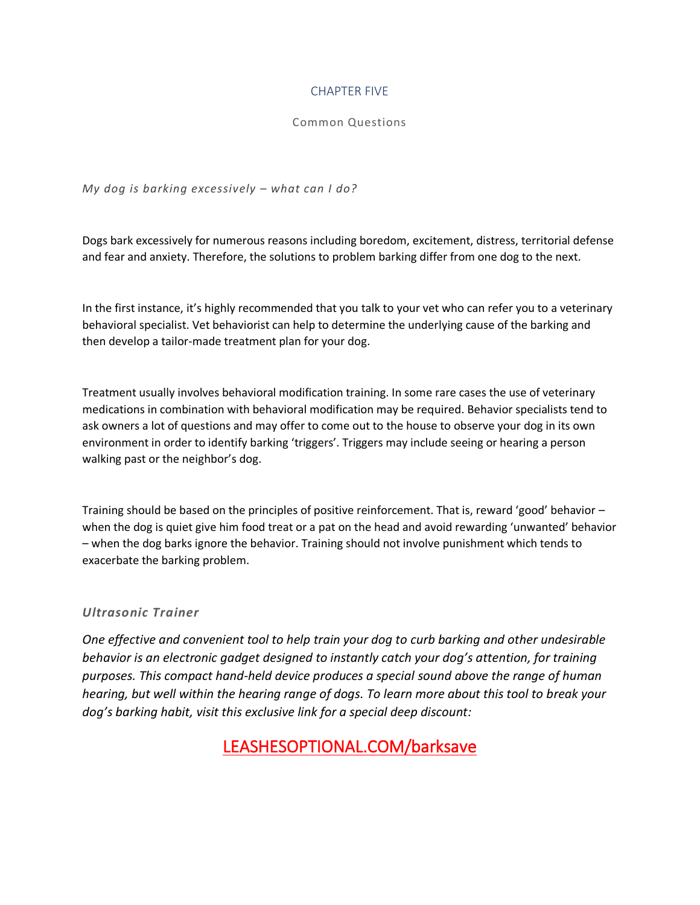# CHAPTER FIVE

## Common Questions

*My dog is barking excessively – what can I do?*

Dogs bark excessively for numerous reasons including boredom, excitement, distress, territorial defense and fear and anxiety. Therefore, the solutions to problem barking differ from one dog to the next.

In the first instance, it's highly recommended that you talk to your vet who can refer you to a veterinary behavioral specialist. Vet behaviorist can help to determine the underlying cause of the barking and then develop a tailor-made treatment plan for your dog.

Treatment usually involves behavioral modification training. In some rare cases the use of veterinary medications in combination with behavioral modification may be required. Behavior specialists tend to ask owners a lot of questions and may offer to come out to the house to observe your dog in its own environment in order to identify barking 'triggers'. Triggers may include seeing or hearing a person walking past or the neighbor's dog.

Training should be based on the principles of positive reinforcement. That is, reward 'good' behavior – when the dog is quiet give him food treat or a pat on the head and avoid rewarding 'unwanted' behavior – when the dog barks ignore the behavior. Training should not involve punishment which tends to exacerbate the barking problem.

### *Ultrasonic Trainer*

*One effective and convenient tool to help train your dog to curb barking and other undesirable behavior is an electronic gadget designed to instantly catch your dog's attention, for training purposes. This compact hand-held device produces a special sound above the range of human hearing, but well within the hearing range of dogs. To learn more about this tool to break your dog's barking habit, visit this exclusive link for a special deep discount:*

LEASHESOPTIONAL.COM/barksave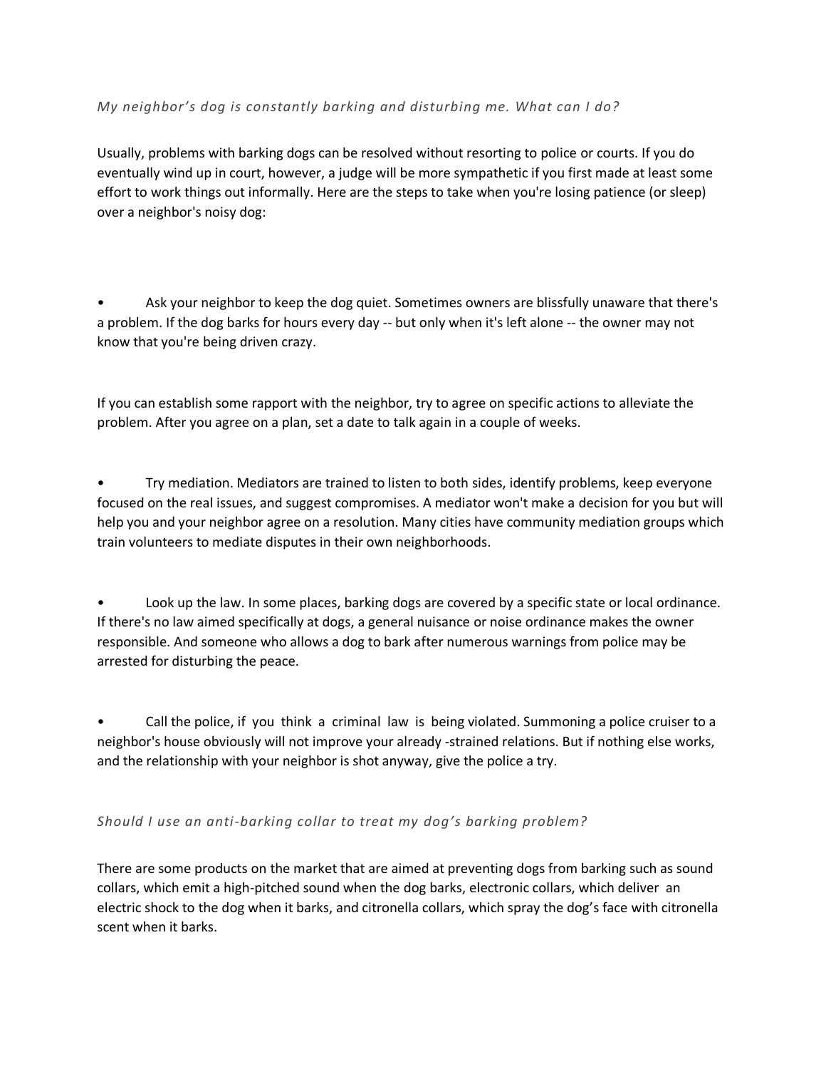*My neighbor's dog is constantly barking and disturbing me. What can I do?*

Usually, problems with barking dogs can be resolved without resorting to police or courts. If you do eventually wind up in court, however, a judge will be more sympathetic if you first made at least some effort to work things out informally. Here are the steps to take when you're losing patience (or sleep) over a neighbor's noisy dog:

- Ask your neighbor to keep the dog quiet. Sometimes owners are blissfully unaware that there's a problem. If the dog barks for hours every day -- but only when it's left alone -- the owner may not know that you're being driven crazy.

If you can establish some rapport with the neighbor, try to agree on specific actions to alleviate the problem. After you agree on a plan, set a date to talk again in a couple of weeks.

- Try mediation. Mediators are trained to listen to both sides, identify problems, keep everyone focused on the real issues, and suggest compromises. A mediator won't make a decision for you but will help you and your neighbor agree on a resolution. Many cities have community mediation groups which train volunteers to mediate disputes in their own neighborhoods.

- Look up the law. In some places, barking dogs are covered by a specific state or local ordinance. If there's no law aimed specifically at dogs, a general nuisance or noise ordinance makes the owner responsible. And someone who allows a dog to bark after numerous warnings from police may be arrested for disturbing the peace.

- Call the police, if you think a criminal law is being violated. Summoning a police cruiser to a neighbor's house obviously will not improve your already -strained relations. But if nothing else works, and the relationship with your neighbor is shot anyway, give the police a try.

*Should I use an anti-barking collar to treat my dog's barking problem?*

There are some products on the market that are aimed at preventing dogs from barking such as sound collars, which emit a high-pitched sound when the dog barks, electronic collars, which deliver an electric shock to the dog when it barks, and citronella collars, which spray the dog's face with citronella scent when it barks.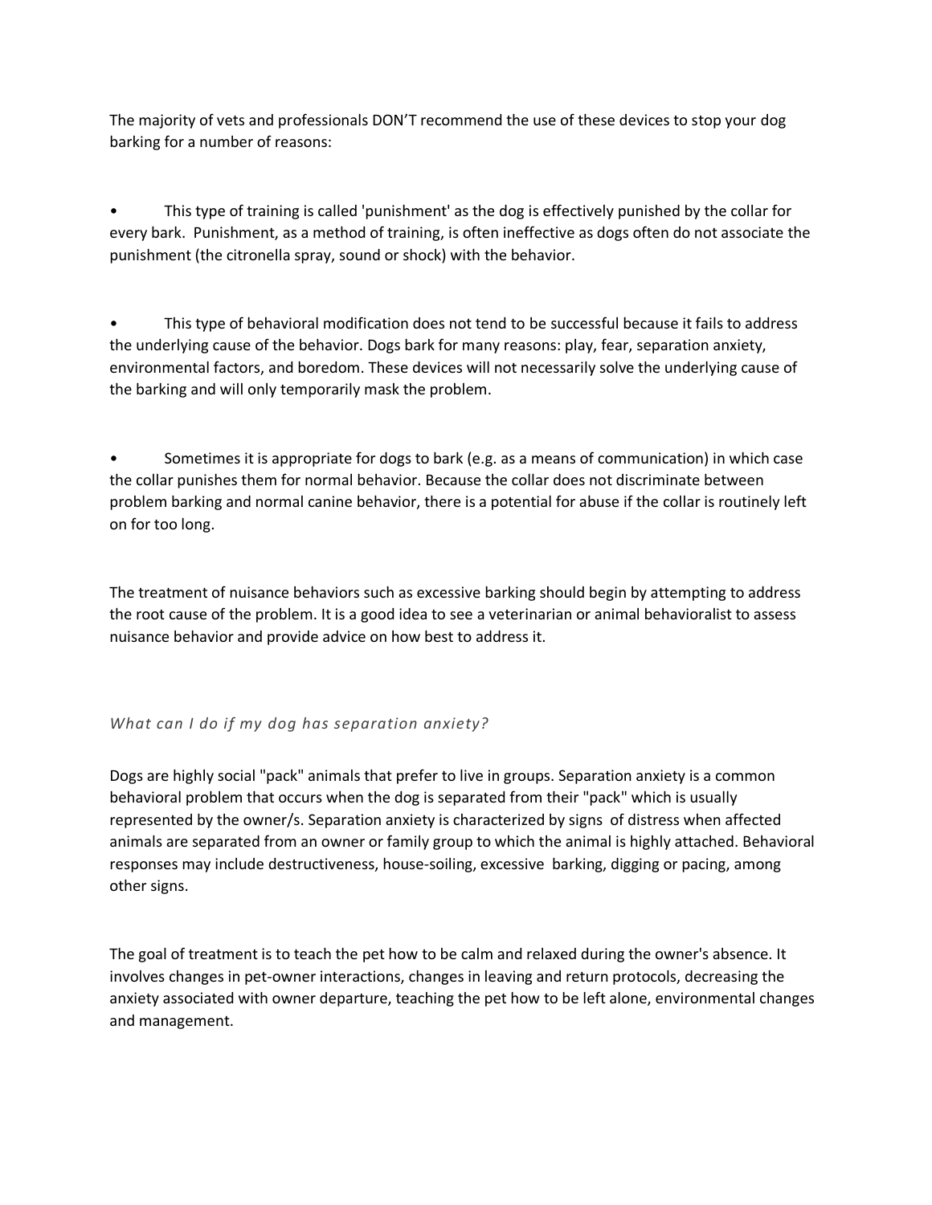The majority of vets and professionals DON'T recommend the use of these devices to stop your dog barking for a number of reasons:

- This type of training is called 'punishment' as the dog is effectively punished by the collar for every bark. Punishment, as a method of training, is often ineffective as dogs often do not associate the punishment (the citronella spray, sound or shock) with the behavior.

- This type of behavioral modification does not tend to be successful because it fails to address the underlying cause of the behavior. Dogs bark for many reasons: play, fear, separation anxiety, environmental factors, and boredom. These devices will not necessarily solve the underlying cause of the barking and will only temporarily mask the problem.

- Sometimes it is appropriate for dogs to bark (e.g. as a means of communication) in which case the collar punishes them for normal behavior. Because the collar does not discriminate between problem barking and normal canine behavior, there is a potential for abuse if the collar is routinely left on for too long.

The treatment of nuisance behaviors such as excessive barking should begin by attempting to address the root cause of the problem. It is a good idea to see a veterinarian or animal behavioralist to assess nuisance behavior and provide advice on how best to address it.

*What can I do if my dog has separation anxiety?*

Dogs are highly social "pack" animals that prefer to live in groups. Separation anxiety is a common behavioral problem that occurs when the dog is separated from their "pack" which is usually represented by the owner/s. Separation anxiety is characterized by signs of distress when affected animals are separated from an owner or family group to which the animal is highly attached. Behavioral responses may include destructiveness, house-soiling, excessive barking, digging or pacing, among other signs.

The goal of treatment is to teach the pet how to be calm and relaxed during the owner's absence. It involves changes in pet-owner interactions, changes in leaving and return protocols, decreasing the anxiety associated with owner departure, teaching the pet how to be left alone, environmental changes and management.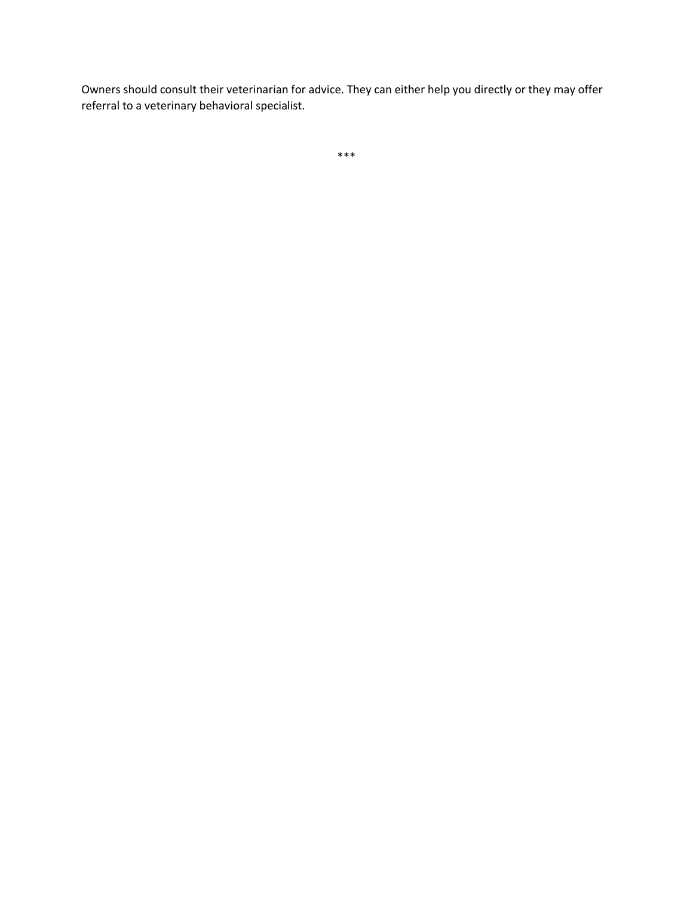Owners should consult their veterinarian for advice. They can either help you directly or they may offer referral to a veterinary behavioral specialist.

***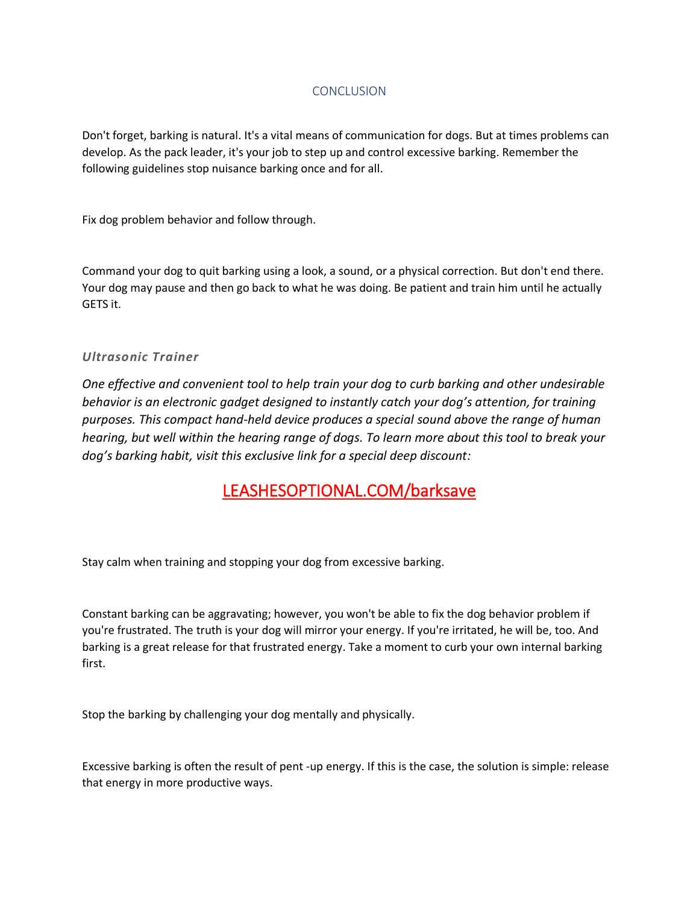## CONCLUSION

Don't forget, barking is natural. It's a vital means of communication for dogs. But at times problems can develop. As the pack leader, it's your job to step up and control excessive barking. Remember the following guidelines stop nuisance barking once and for all.

Fix dog problem behavior and follow through.

Command your dog to quit barking using a look, a sound, or a physical correction. But don't end there. Your dog may pause and then go back to what he was doing. Be patient and train him until he actually GETS it.

### *Ultrasonic Trainer*

*One effective and convenient tool to help train your dog to curb barking and other undesirable behavior is an electronic gadget designed to instantly catch your dog's attention, for training purposes. This compact hand-held device produces a special sound above the range of human hearing, but well within the hearing range of dogs. To learn more about this tool to break your dog's barking habit, visit this exclusive link for a special deep discount:*

LEASHESOPTIONAL.COM/barksave

Stay calm when training and stopping your dog from excessive barking.

Constant barking can be aggravating; however, you won't be able to fix the dog behavior problem if you're frustrated. The truth is your dog will mirror your energy. If you're irritated, he will be, too. And barking is a great release for that frustrated energy. Take a moment to curb your own internal barking first.

Stop the barking by challenging your dog mentally and physically.

Excessive barking is often the result of pent -up energy. If this is the case, the solution is simple: release that energy in more productive ways.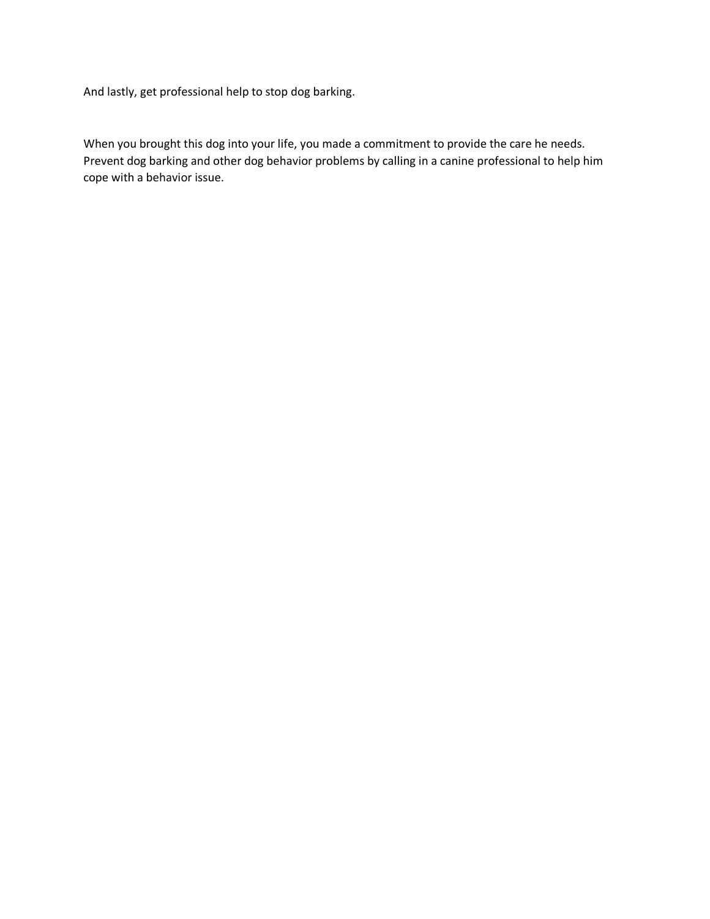And lastly, get professional help to stop dog barking.

When you brought this dog into your life, you made a commitment to provide the care he needs. Prevent dog barking and other dog behavior problems by calling in a canine professional to help him cope with a behavior issue.